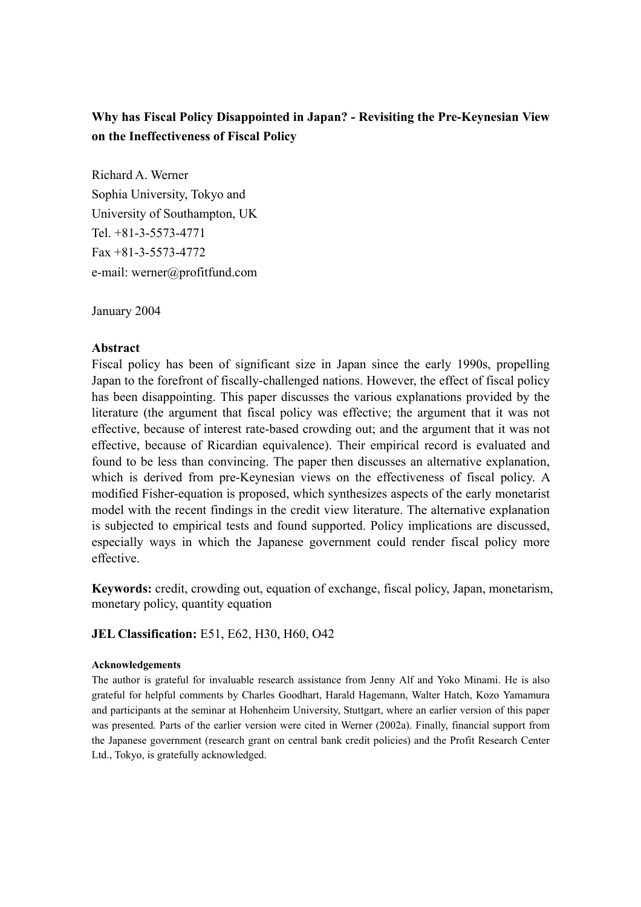# Why has Fiscal Policy Disappointed in Japan? - Revisiting the Pre-Keynesian View on the Ineffectiveness of Fiscal Policy

Richard A. Werner
Sophia University, Tokyo and
University of Southampton, UK
Tel. +81-3-5573-4771
Fax +81-3-5573-4772
e-mail: werner@profitfund.com

January 2004

## Abstract

Fiscal policy has been of significant size in Japan since the early 1990s, propelling Japan to the forefront of fiscally-challenged nations. However, the effect of fiscal policy has been disappointing. This paper discusses the various explanations provided by the literature (the argument that fiscal policy was effective; the argument that it was not effective, because of interest rate-based crowding out; and the argument that it was not effective, because of Ricardian equivalence). Their empirical record is evaluated and found to be less than convincing. The paper then discusses an alternative explanation, which is derived from pre-Keynesian views on the effectiveness of fiscal policy. A modified Fisher-equation is proposed, which synthesizes aspects of the early monetarist model with the recent findings in the credit view literature. The alternative explanation is subjected to empirical tests and found supported. Policy implications are discussed, especially ways in which the Japanese government could render fiscal policy more effective.

**Keywords:** credit, crowding out, equation of exchange, fiscal policy, Japan, monetarism, monetary policy, quantity equation

**JEL Classification:** E51, E62, H30, H60, O42

#### Acknowledgements

The author is grateful for invaluable research assistance from Jenny Alf and Yoko Minami. He is also grateful for helpful comments by Charles Goodhart, Harald Hagemann, Walter Hatch, Kozo Yamamura and participants at the seminar at Hohenheim University, Stuttgart, where an earlier version of this paper was presented. Parts of the earlier version were cited in Werner (2002a). Finally, financial support from the Japanese government (research grant on central bank credit policies) and the Profit Research Center Ltd., Tokyo, is gratefully acknowledged.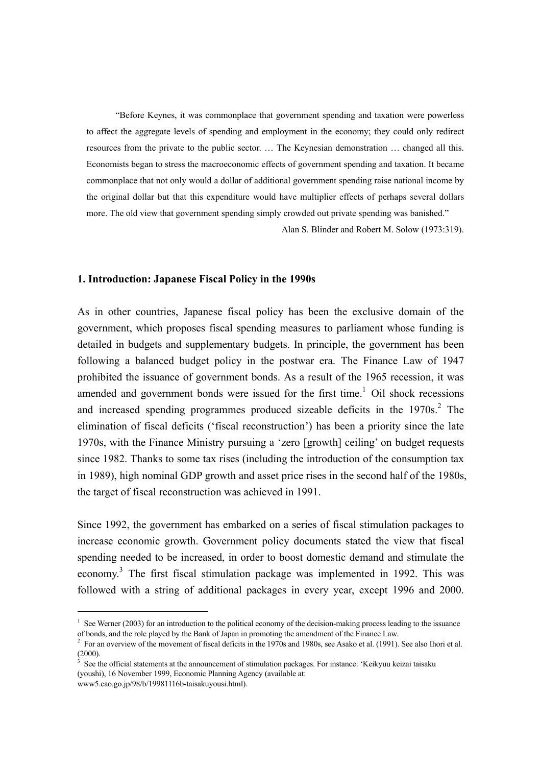> "Before Keynes, it was commonplace that government spending and taxation were powerless to affect the aggregate levels of spending and employment in the economy; they could only redirect resources from the private to the public sector. … The Keynesian demonstration … changed all this. Economists began to stress the macroeconomic effects of government spending and taxation. It became commonplace that not only would a dollar of additional government spending raise national income by the original dollar but that this expenditure would have multiplier effects of perhaps several dollars more. The old view that government spending simply crowded out private spending was banished."
>
> Alan S. Blinder and Robert M. Solow (1973:319).

## 1. Introduction: Japanese Fiscal Policy in the 1990s

As in other countries, Japanese fiscal policy has been the exclusive domain of the government, which proposes fiscal spending measures to parliament whose funding is detailed in budgets and supplementary budgets. In principle, the government has been following a balanced budget policy in the postwar era. The Finance Law of 1947 prohibited the issuance of government bonds. As a result of the 1965 recession, it was amended and government bonds were issued for the first time.[1] Oil shock recessions and increased spending programmes produced sizeable deficits in the 1970s.[2] The elimination of fiscal deficits ('fiscal reconstruction') has been a priority since the late 1970s, with the Finance Ministry pursuing a 'zero [growth] ceiling' on budget requests since 1982. Thanks to some tax rises (including the introduction of the consumption tax in 1989), high nominal GDP growth and asset price rises in the second half of the 1980s, the target of fiscal reconstruction was achieved in 1991.

Since 1992, the government has embarked on a series of fiscal stimulation packages to increase economic growth. Government policy documents stated the view that fiscal spending needed to be increased, in order to boost domestic demand and stimulate the economy.[3] The first fiscal stimulation package was implemented in 1992. This was followed with a string of additional packages in every year, except 1996 and 2000.

---

[1] See Werner (2003) for an introduction to the political economy of the decision-making process leading to the issuance of bonds, and the role played by the Bank of Japan in promoting the amendment of the Finance Law.

[2] For an overview of the movement of fiscal deficits in the 1970s and 1980s, see Asako et al. (1991). See also Ihori et al. (2000).

[3] See the official statements at the announcement of stimulation packages. For instance: 'Keikyuu keizai taisaku (youshi), 16 November 1999, Economic Planning Agency (available at: www5.cao.go.jp/98/b/19981116b-taisakuyousi.html).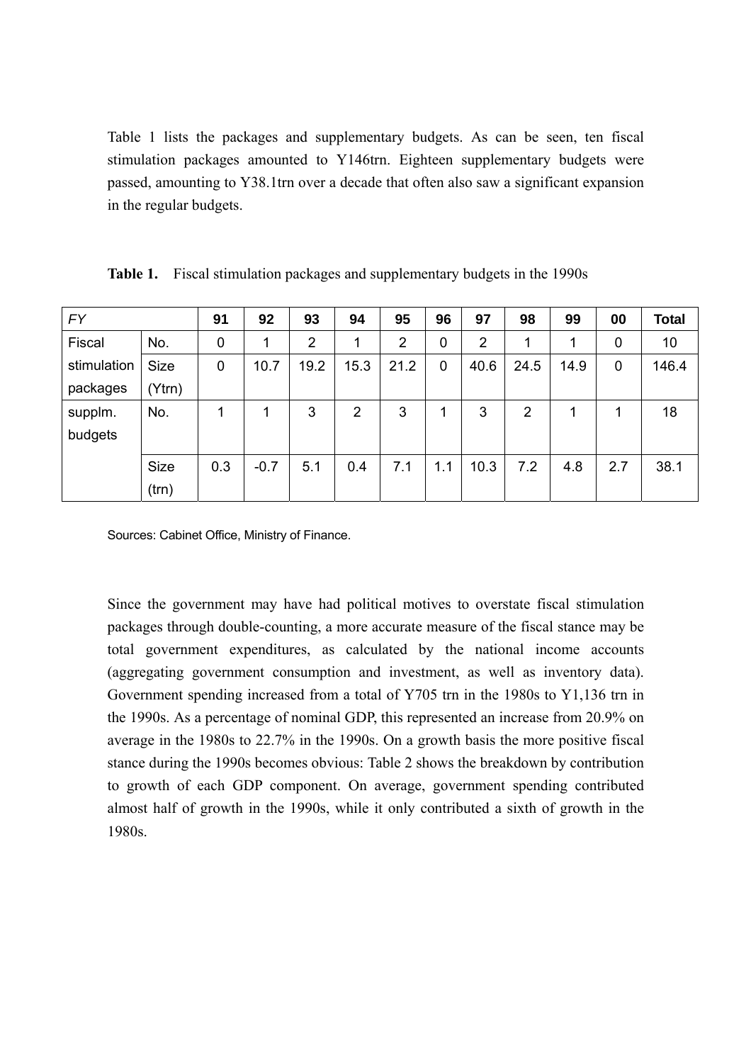Table 1 lists the packages and supplementary budgets. As can be seen, ten fiscal stimulation packages amounted to Y146trn. Eighteen supplementary budgets were passed, amounting to Y38.1trn over a decade that often also saw a significant expansion in the regular budgets.

**Table 1.** Fiscal stimulation packages and supplementary budgets in the 1990s

| *FY* | | **91** | **92** | **93** | **94** | **95** | **96** | **97** | **98** | **99** | **00** | **Total** |
|---|---|---|---|---|---|---|---|---|---|---|---|---|
| Fiscal stimulation packages | No. | 0 | 1 | 2 | 1 | 2 | 0 | 2 | 1 | 1 | 0 | 10 |
| | Size (Ytrn) | 0 | 10.7 | 19.2 | 15.3 | 21.2 | 0 | 40.6 | 24.5 | 14.9 | 0 | 146.4 |
| supplm. budgets | No. | 1 | 1 | 3 | 2 | 3 | 1 | 3 | 2 | 1 | 1 | 18 |
| | Size (trn) | 0.3 | -0.7 | 5.1 | 0.4 | 7.1 | 1.1 | 10.3 | 7.2 | 4.8 | 2.7 | 38.1 |

Sources: Cabinet Office, Ministry of Finance.

Since the government may have had political motives to overstate fiscal stimulation packages through double-counting, a more accurate measure of the fiscal stance may be total government expenditures, as calculated by the national income accounts (aggregating government consumption and investment, as well as inventory data). Government spending increased from a total of Y705 trn in the 1980s to Y1,136 trn in the 1990s. As a percentage of nominal GDP, this represented an increase from 20.9% on average in the 1980s to 22.7% in the 1990s. On a growth basis the more positive fiscal stance during the 1990s becomes obvious: Table 2 shows the breakdown by contribution to growth of each GDP component. On average, government spending contributed almost half of growth in the 1990s, while it only contributed a sixth of growth in the 1980s.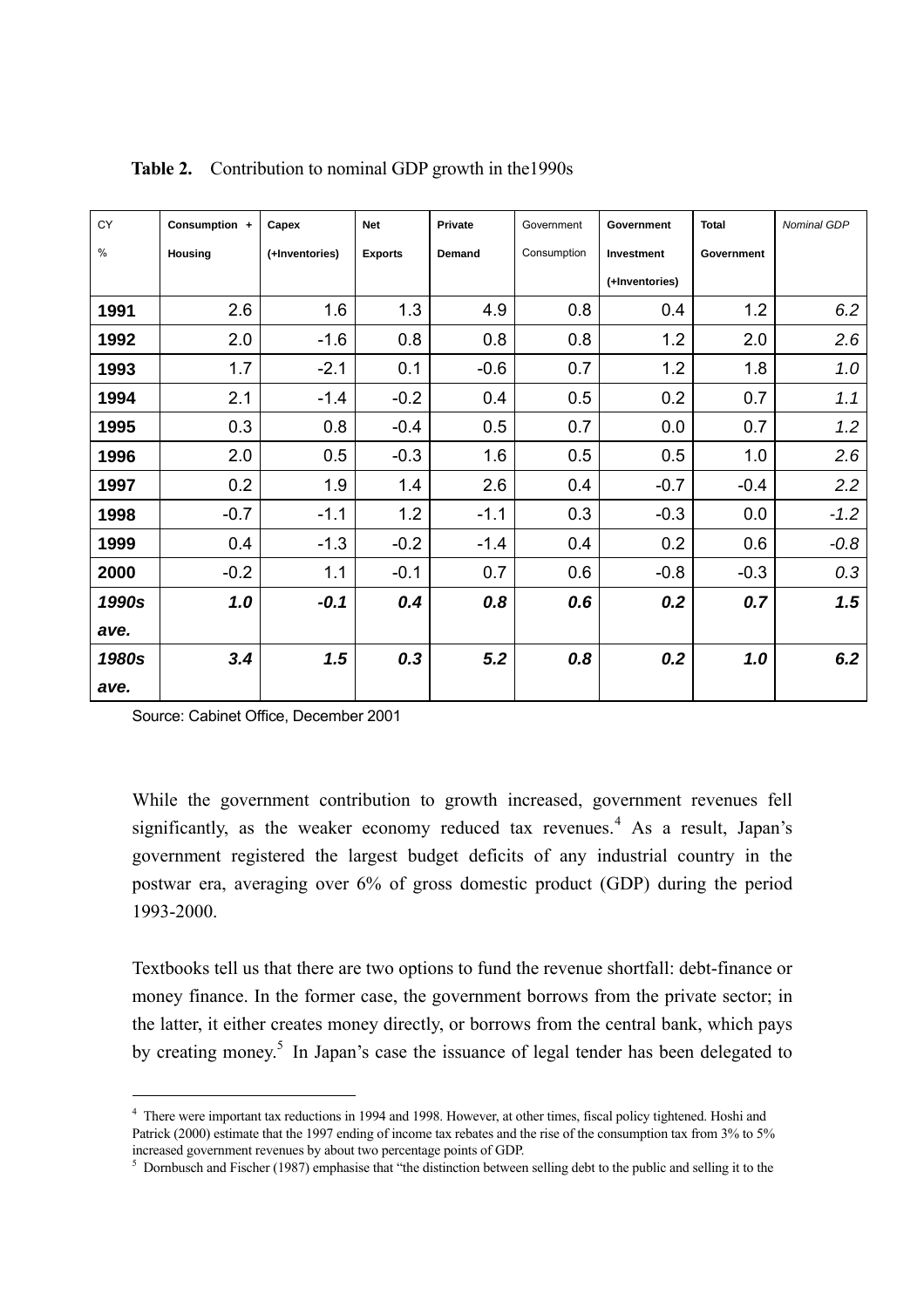**Table 2.** Contribution to nominal GDP growth in the1990s

| CY % | Consumption + Housing | Capex (+Inventories) | Net Exports | Private Demand | Government Consumption | Government Investment (+Inventories) | Total Government | *Nominal GDP* |
|---|---|---|---|---|---|---|---|---|
| **1991** | 2.6 | 1.6 | 1.3 | 4.9 | 0.8 | 0.4 | 1.2 | *6.2* |
| **1992** | 2.0 | -1.6 | 0.8 | 0.8 | 0.8 | 1.2 | 2.0 | *2.6* |
| **1993** | 1.7 | -2.1 | 0.1 | -0.6 | 0.7 | 1.2 | 1.8 | *1.0* |
| **1994** | 2.1 | -1.4 | -0.2 | 0.4 | 0.5 | 0.2 | 0.7 | *1.1* |
| **1995** | 0.3 | 0.8 | -0.4 | 0.5 | 0.7 | 0.0 | 0.7 | *1.2* |
| **1996** | 2.0 | 0.5 | -0.3 | 1.6 | 0.5 | 0.5 | 1.0 | *2.6* |
| **1997** | 0.2 | 1.9 | 1.4 | 2.6 | 0.4 | -0.7 | -0.4 | *2.2* |
| **1998** | -0.7 | -1.1 | 1.2 | -1.1 | 0.3 | -0.3 | 0.0 | *-1.2* |
| **1999** | 0.4 | -1.3 | -0.2 | -1.4 | 0.4 | 0.2 | 0.6 | *-0.8* |
| **2000** | -0.2 | 1.1 | -0.1 | 0.7 | 0.6 | -0.8 | -0.3 | *0.3* |
| ***1990s ave.*** | ***1.0*** | ***-0.1*** | ***0.4*** | ***0.8*** | ***0.6*** | ***0.2*** | ***0.7*** | ***1.5*** |
| ***1980s ave.*** | ***3.4*** | ***1.5*** | ***0.3*** | ***5.2*** | ***0.8*** | ***0.2*** | ***1.0*** | ***6.2*** |

Source: Cabinet Office, December 2001

While the government contribution to growth increased, government revenues fell significantly, as the weaker economy reduced tax revenues.[4] As a result, Japan's government registered the largest budget deficits of any industrial country in the postwar era, averaging over 6% of gross domestic product (GDP) during the period 1993-2000.

Textbooks tell us that there are two options to fund the revenue shortfall: debt-finance or money finance. In the former case, the government borrows from the private sector; in the latter, it either creates money directly, or borrows from the central bank, which pays by creating money.[5] In Japan's case the issuance of legal tender has been delegated to

---

[4] There were important tax reductions in 1994 and 1998. However, at other times, fiscal policy tightened. Hoshi and Patrick (2000) estimate that the 1997 ending of income tax rebates and the rise of the consumption tax from 3% to 5% increased government revenues by about two percentage points of GDP.

[5] Dornbusch and Fischer (1987) emphasise that "the distinction between selling debt to the public and selling it to the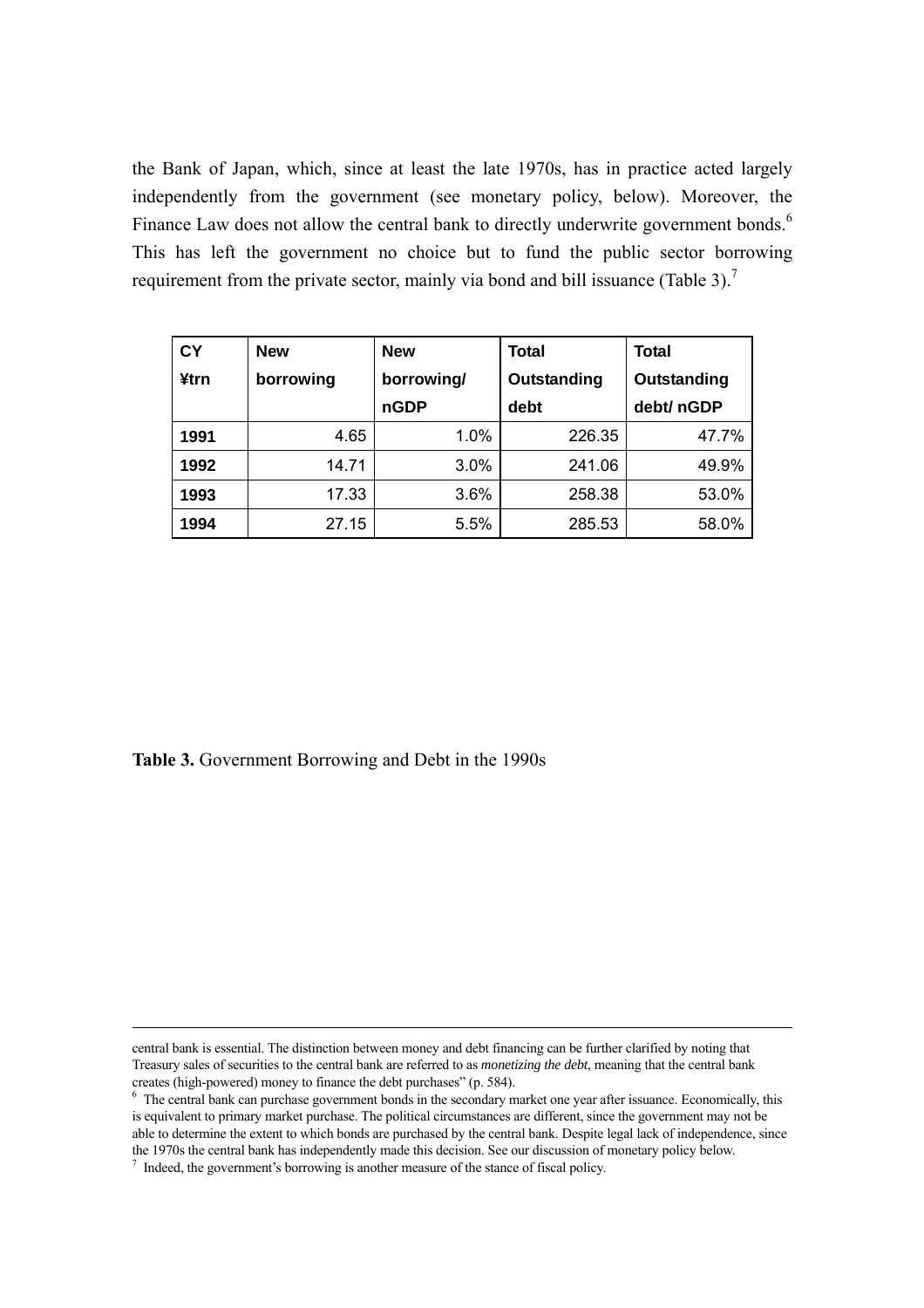the Bank of Japan, which, since at least the late 1970s, has in practice acted largely independently from the government (see monetary policy, below). Moreover, the Finance Law does not allow the central bank to directly underwrite government bonds.[6] This has left the government no choice but to fund the public sector borrowing requirement from the private sector, mainly via bond and bill issuance (Table 3).[7]

| CY ¥trn | New borrowing | New borrowing/ nGDP | Total Outstanding debt | Total Outstanding debt/ nGDP |
|---|---|---|---|---|
| 1991 | 4.65 | 1.0% | 226.35 | 47.7% |
| 1992 | 14.71 | 3.0% | 241.06 | 49.9% |
| 1993 | 17.33 | 3.6% | 258.38 | 53.0% |
| 1994 | 27.15 | 5.5% | 285.53 | 58.0% |

**Table 3.** Government Borrowing and Debt in the 1990s

central bank is essential. The distinction between money and debt financing can be further clarified by noting that Treasury sales of securities to the central bank are referred to as *monetizing the debt*, meaning that the central bank creates (high-powered) money to finance the debt purchases" (p. 584).

[6] The central bank can purchase government bonds in the secondary market one year after issuance. Economically, this is equivalent to primary market purchase. The political circumstances are different, since the government may not be able to determine the extent to which bonds are purchased by the central bank. Despite legal lack of independence, since the 1970s the central bank has independently made this decision. See our discussion of monetary policy below.

[7] Indeed, the government's borrowing is another measure of the stance of fiscal policy.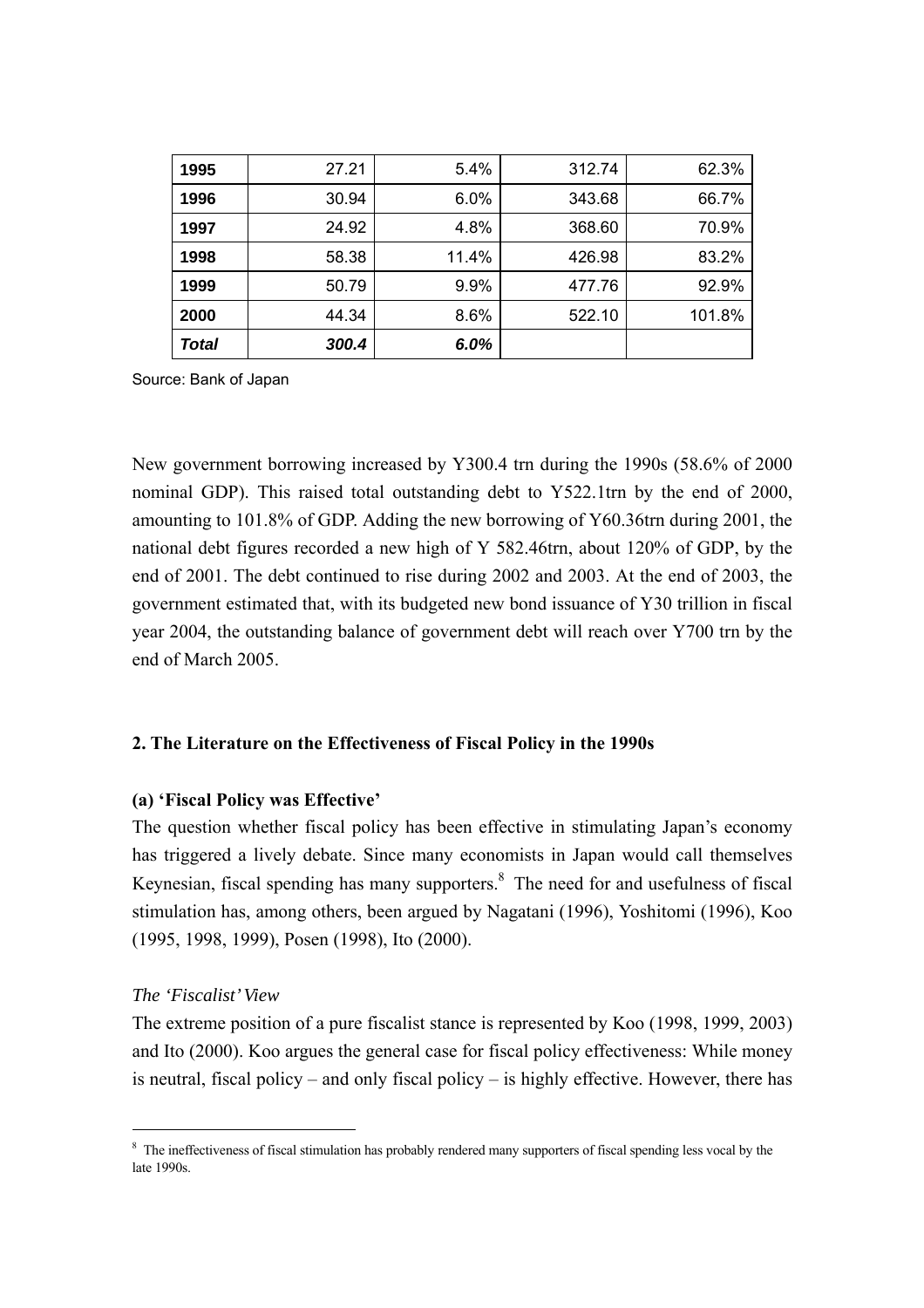| 1995 | 27.21 | 5.4% | 312.74 | 62.3% |
|---|---|---|---|---|
| 1996 | 30.94 | 6.0% | 343.68 | 66.7% |
| 1997 | 24.92 | 4.8% | 368.60 | 70.9% |
| 1998 | 58.38 | 11.4% | 426.98 | 83.2% |
| 1999 | 50.79 | 9.9% | 477.76 | 92.9% |
| 2000 | 44.34 | 8.6% | 522.10 | 101.8% |
| ***Total*** | ***300.4*** | ***6.0%*** | | |

Source: Bank of Japan

New government borrowing increased by Y300.4 trn during the 1990s (58.6% of 2000 nominal GDP). This raised total outstanding debt to Y522.1trn by the end of 2000, amounting to 101.8% of GDP. Adding the new borrowing of Y60.36trn during 2001, the national debt figures recorded a new high of Y 582.46trn, about 120% of GDP, by the end of 2001. The debt continued to rise during 2002 and 2003. At the end of 2003, the government estimated that, with its budgeted new bond issuance of Y30 trillion in fiscal year 2004, the outstanding balance of government debt will reach over Y700 trn by the end of March 2005.

## 2. The Literature on the Effectiveness of Fiscal Policy in the 1990s

### (a) 'Fiscal Policy was Effective'

The question whether fiscal policy has been effective in stimulating Japan's economy has triggered a lively debate. Since many economists in Japan would call themselves Keynesian, fiscal spending has many supporters.[8] The need for and usefulness of fiscal stimulation has, among others, been argued by Nagatani (1996), Yoshitomi (1996), Koo (1995, 1998, 1999), Posen (1998), Ito (2000).

*The 'Fiscalist' View*

The extreme position of a pure fiscalist stance is represented by Koo (1998, 1999, 2003) and Ito (2000). Koo argues the general case for fiscal policy effectiveness: While money is neutral, fiscal policy – and only fiscal policy – is highly effective. However, there has

[8] The ineffectiveness of fiscal stimulation has probably rendered many supporters of fiscal spending less vocal by the late 1990s.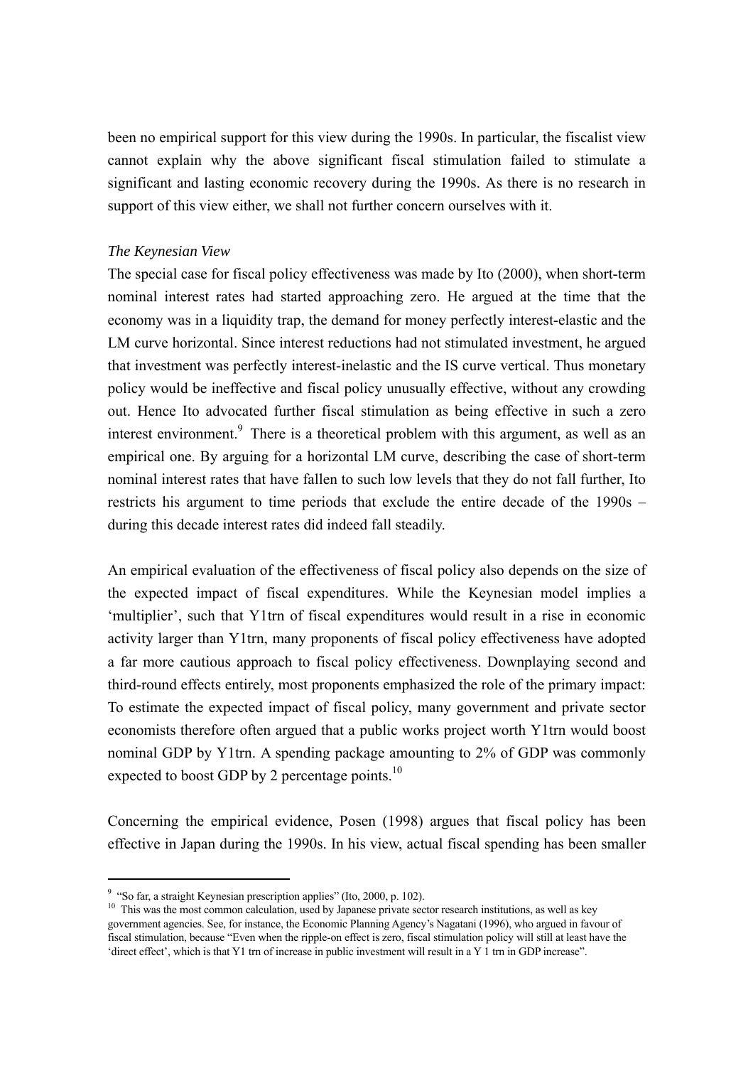been no empirical support for this view during the 1990s. In particular, the fiscalist view cannot explain why the above significant fiscal stimulation failed to stimulate a significant and lasting economic recovery during the 1990s. As there is no research in support of this view either, we shall not further concern ourselves with it.

*The Keynesian View*

The special case for fiscal policy effectiveness was made by Ito (2000), when short-term nominal interest rates had started approaching zero. He argued at the time that the economy was in a liquidity trap, the demand for money perfectly interest-elastic and the LM curve horizontal. Since interest reductions had not stimulated investment, he argued that investment was perfectly interest-inelastic and the IS curve vertical. Thus monetary policy would be ineffective and fiscal policy unusually effective, without any crowding out. Hence Ito advocated further fiscal stimulation as being effective in such a zero interest environment.[9] There is a theoretical problem with this argument, as well as an empirical one. By arguing for a horizontal LM curve, describing the case of short-term nominal interest rates that have fallen to such low levels that they do not fall further, Ito restricts his argument to time periods that exclude the entire decade of the 1990s – during this decade interest rates did indeed fall steadily.

An empirical evaluation of the effectiveness of fiscal policy also depends on the size of the expected impact of fiscal expenditures. While the Keynesian model implies a 'multiplier', such that Y1trn of fiscal expenditures would result in a rise in economic activity larger than Y1trn, many proponents of fiscal policy effectiveness have adopted a far more cautious approach to fiscal policy effectiveness. Downplaying second and third-round effects entirely, most proponents emphasized the role of the primary impact: To estimate the expected impact of fiscal policy, many government and private sector economists therefore often argued that a public works project worth Y1trn would boost nominal GDP by Y1trn. A spending package amounting to 2% of GDP was commonly expected to boost GDP by 2 percentage points.[10]

Concerning the empirical evidence, Posen (1998) argues that fiscal policy has been effective in Japan during the 1990s. In his view, actual fiscal spending has been smaller

---

[9] "So far, a straight Keynesian prescription applies" (Ito, 2000, p. 102).

[10] This was the most common calculation, used by Japanese private sector research institutions, as well as key government agencies. See, for instance, the Economic Planning Agency's Nagatani (1996), who argued in favour of fiscal stimulation, because "Even when the ripple-on effect is zero, fiscal stimulation policy will still at least have the 'direct effect', which is that Y1 trn of increase in public investment will result in a Y 1 trn in GDP increase".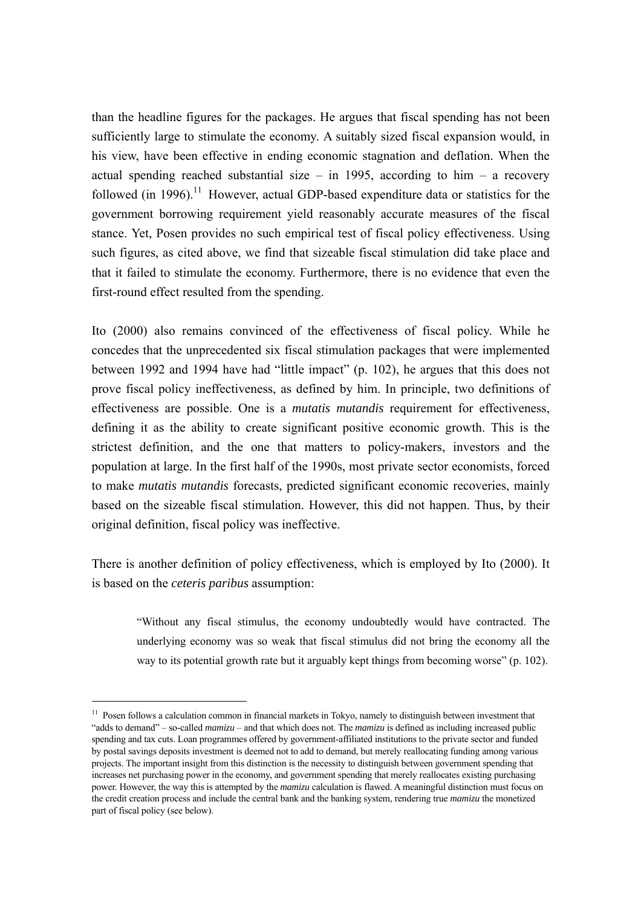than the headline figures for the packages. He argues that fiscal spending has not been sufficiently large to stimulate the economy. A suitably sized fiscal expansion would, in his view, have been effective in ending economic stagnation and deflation. When the actual spending reached substantial size – in 1995, according to him – a recovery followed (in 1996).[11] However, actual GDP-based expenditure data or statistics for the government borrowing requirement yield reasonably accurate measures of the fiscal stance. Yet, Posen provides no such empirical test of fiscal policy effectiveness. Using such figures, as cited above, we find that sizeable fiscal stimulation did take place and that it failed to stimulate the economy. Furthermore, there is no evidence that even the first-round effect resulted from the spending.

Ito (2000) also remains convinced of the effectiveness of fiscal policy. While he concedes that the unprecedented six fiscal stimulation packages that were implemented between 1992 and 1994 have had "little impact" (p. 102), he argues that this does not prove fiscal policy ineffectiveness, as defined by him. In principle, two definitions of effectiveness are possible. One is a *mutatis mutandis* requirement for effectiveness, defining it as the ability to create significant positive economic growth. This is the strictest definition, and the one that matters to policy-makers, investors and the population at large. In the first half of the 1990s, most private sector economists, forced to make *mutatis mutandis* forecasts, predicted significant economic recoveries, mainly based on the sizeable fiscal stimulation. However, this did not happen. Thus, by their original definition, fiscal policy was ineffective.

There is another definition of policy effectiveness, which is employed by Ito (2000). It is based on the *ceteris paribus* assumption:

> "Without any fiscal stimulus, the economy undoubtedly would have contracted. The underlying economy was so weak that fiscal stimulus did not bring the economy all the way to its potential growth rate but it arguably kept things from becoming worse" (p. 102).

---

[11] Posen follows a calculation common in financial markets in Tokyo, namely to distinguish between investment that "adds to demand" – so-called *mamizu* – and that which does not. The *mamizu* is defined as including increased public spending and tax cuts. Loan programmes offered by government-affiliated institutions to the private sector and funded by postal savings deposits investment is deemed not to add to demand, but merely reallocating funding among various projects. The important insight from this distinction is the necessity to distinguish between government spending that increases net purchasing power in the economy, and government spending that merely reallocates existing purchasing power. However, the way this is attempted by the *mamizu* calculation is flawed. A meaningful distinction must focus on the credit creation process and include the central bank and the banking system, rendering true *mamizu* the monetized part of fiscal policy (see below).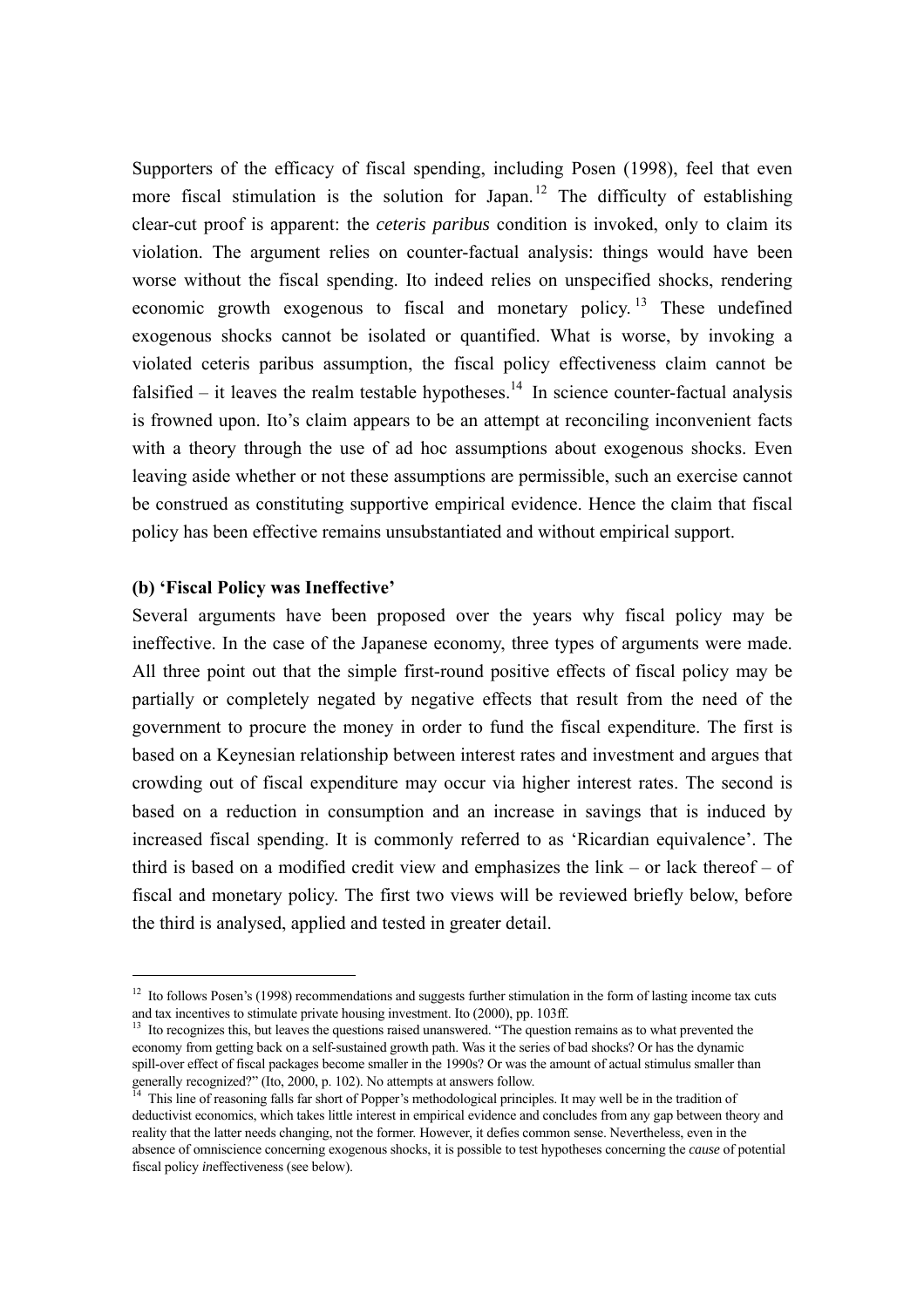Supporters of the efficacy of fiscal spending, including Posen (1998), feel that even more fiscal stimulation is the solution for Japan.[12] The difficulty of establishing clear-cut proof is apparent: the *ceteris paribus* condition is invoked, only to claim its violation. The argument relies on counter-factual analysis: things would have been worse without the fiscal spending. Ito indeed relies on unspecified shocks, rendering economic growth exogenous to fiscal and monetary policy.[13] These undefined exogenous shocks cannot be isolated or quantified. What is worse, by invoking a violated ceteris paribus assumption, the fiscal policy effectiveness claim cannot be falsified – it leaves the realm testable hypotheses.[14] In science counter-factual analysis is frowned upon. Ito's claim appears to be an attempt at reconciling inconvenient facts with a theory through the use of ad hoc assumptions about exogenous shocks. Even leaving aside whether or not these assumptions are permissible, such an exercise cannot be construed as constituting supportive empirical evidence. Hence the claim that fiscal policy has been effective remains unsubstantiated and without empirical support.

**(b) 'Fiscal Policy was Ineffective'**

Several arguments have been proposed over the years why fiscal policy may be ineffective. In the case of the Japanese economy, three types of arguments were made. All three point out that the simple first-round positive effects of fiscal policy may be partially or completely negated by negative effects that result from the need of the government to procure the money in order to fund the fiscal expenditure. The first is based on a Keynesian relationship between interest rates and investment and argues that crowding out of fiscal expenditure may occur via higher interest rates. The second is based on a reduction in consumption and an increase in savings that is induced by increased fiscal spending. It is commonly referred to as 'Ricardian equivalence'. The third is based on a modified credit view and emphasizes the link – or lack thereof – of fiscal and monetary policy. The first two views will be reviewed briefly below, before the third is analysed, applied and tested in greater detail.

---

[12] Ito follows Posen's (1998) recommendations and suggests further stimulation in the form of lasting income tax cuts and tax incentives to stimulate private housing investment. Ito (2000), pp. 103ff.

[13] Ito recognizes this, but leaves the questions raised unanswered. "The question remains as to what prevented the economy from getting back on a self-sustained growth path. Was it the series of bad shocks? Or has the dynamic spill-over effect of fiscal packages become smaller in the 1990s? Or was the amount of actual stimulus smaller than generally recognized?" (Ito, 2000, p. 102). No attempts at answers follow.

[14] This line of reasoning falls far short of Popper's methodological principles. It may well be in the tradition of deductivist economics, which takes little interest in empirical evidence and concludes from any gap between theory and reality that the latter needs changing, not the former. However, it defies common sense. Nevertheless, even in the absence of omniscience concerning exogenous shocks, it is possible to test hypotheses concerning the *cause* of potential fiscal policy *in*effectiveness (see below).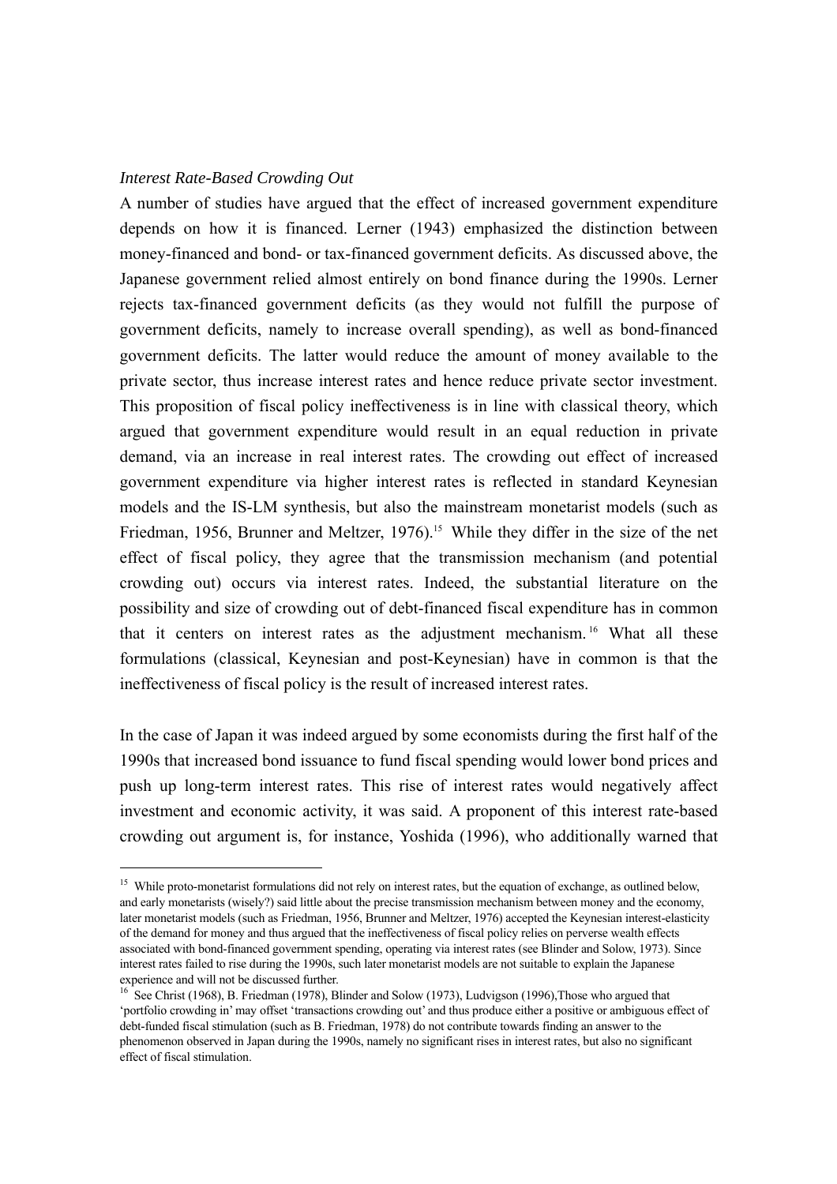*Interest Rate-Based Crowding Out*

A number of studies have argued that the effect of increased government expenditure depends on how it is financed. Lerner (1943) emphasized the distinction between money-financed and bond- or tax-financed government deficits. As discussed above, the Japanese government relied almost entirely on bond finance during the 1990s. Lerner rejects tax-financed government deficits (as they would not fulfill the purpose of government deficits, namely to increase overall spending), as well as bond-financed government deficits. The latter would reduce the amount of money available to the private sector, thus increase interest rates and hence reduce private sector investment. This proposition of fiscal policy ineffectiveness is in line with classical theory, which argued that government expenditure would result in an equal reduction in private demand, via an increase in real interest rates. The crowding out effect of increased government expenditure via higher interest rates is reflected in standard Keynesian models and the IS-LM synthesis, but also the mainstream monetarist models (such as Friedman, 1956, Brunner and Meltzer, 1976).[15] While they differ in the size of the net effect of fiscal policy, they agree that the transmission mechanism (and potential crowding out) occurs via interest rates. Indeed, the substantial literature on the possibility and size of crowding out of debt-financed fiscal expenditure has in common that it centers on interest rates as the adjustment mechanism.[16] What all these formulations (classical, Keynesian and post-Keynesian) have in common is that the ineffectiveness of fiscal policy is the result of increased interest rates.

In the case of Japan it was indeed argued by some economists during the first half of the 1990s that increased bond issuance to fund fiscal spending would lower bond prices and push up long-term interest rates. This rise of interest rates would negatively affect investment and economic activity, it was said. A proponent of this interest rate-based crowding out argument is, for instance, Yoshida (1996), who additionally warned that

---

[15] While proto-monetarist formulations did not rely on interest rates, but the equation of exchange, as outlined below, and early monetarists (wisely?) said little about the precise transmission mechanism between money and the economy, later monetarist models (such as Friedman, 1956, Brunner and Meltzer, 1976) accepted the Keynesian interest-elasticity of the demand for money and thus argued that the ineffectiveness of fiscal policy relies on perverse wealth effects associated with bond-financed government spending, operating via interest rates (see Blinder and Solow, 1973). Since interest rates failed to rise during the 1990s, such later monetarist models are not suitable to explain the Japanese experience and will not be discussed further.

[16] See Christ (1968), B. Friedman (1978), Blinder and Solow (1973), Ludvigson (1996),Those who argued that 'portfolio crowding in' may offset 'transactions crowding out' and thus produce either a positive or ambiguous effect of debt-funded fiscal stimulation (such as B. Friedman, 1978) do not contribute towards finding an answer to the phenomenon observed in Japan during the 1990s, namely no significant rises in interest rates, but also no significant effect of fiscal stimulation.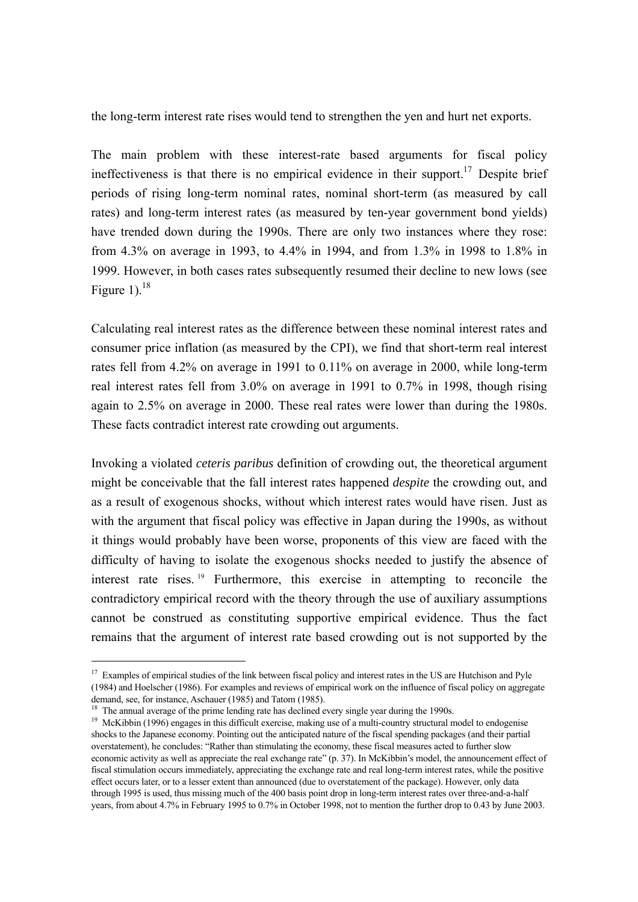the long-term interest rate rises would tend to strengthen the yen and hurt net exports.

The main problem with these interest-rate based arguments for fiscal policy ineffectiveness is that there is no empirical evidence in their support.[17] Despite brief periods of rising long-term nominal rates, nominal short-term (as measured by call rates) and long-term interest rates (as measured by ten-year government bond yields) have trended down during the 1990s. There are only two instances where they rose: from 4.3% on average in 1993, to 4.4% in 1994, and from 1.3% in 1998 to 1.8% in 1999. However, in both cases rates subsequently resumed their decline to new lows (see Figure 1).[18]

Calculating real interest rates as the difference between these nominal interest rates and consumer price inflation (as measured by the CPI), we find that short-term real interest rates fell from 4.2% on average in 1991 to 0.11% on average in 2000, while long-term real interest rates fell from 3.0% on average in 1991 to 0.7% in 1998, though rising again to 2.5% on average in 2000. These real rates were lower than during the 1980s. These facts contradict interest rate crowding out arguments.

Invoking a violated *ceteris paribus* definition of crowding out, the theoretical argument might be conceivable that the fall interest rates happened *despite* the crowding out, and as a result of exogenous shocks, without which interest rates would have risen. Just as with the argument that fiscal policy was effective in Japan during the 1990s, as without it things would probably have been worse, proponents of this view are faced with the difficulty of having to isolate the exogenous shocks needed to justify the absence of interest rate rises.[19] Furthermore, this exercise in attempting to reconcile the contradictory empirical record with the theory through the use of auxiliary assumptions cannot be construed as constituting supportive empirical evidence. Thus the fact remains that the argument of interest rate based crowding out is not supported by the

---

[17] Examples of empirical studies of the link between fiscal policy and interest rates in the US are Hutchison and Pyle (1984) and Hoelscher (1986). For examples and reviews of empirical work on the influence of fiscal policy on aggregate demand, see, for instance, Aschauer (1985) and Tatom (1985).

[18] The annual average of the prime lending rate has declined every single year during the 1990s.

[19] McKibbin (1996) engages in this difficult exercise, making use of a multi-country structural model to endogenise shocks to the Japanese economy. Pointing out the anticipated nature of the fiscal spending packages (and their partial overstatement), he concludes: "Rather than stimulating the economy, these fiscal measures acted to further slow economic activity as well as appreciate the real exchange rate" (p. 37). In McKibbin's model, the announcement effect of fiscal stimulation occurs immediately, appreciating the exchange rate and real long-term interest rates, while the positive effect occurs later, or to a lesser extent than announced (due to overstatement of the package). However, only data through 1995 is used, thus missing much of the 400 basis point drop in long-term interest rates over three-and-a-half years, from about 4.7% in February 1995 to 0.7% in October 1998, not to mention the further drop to 0.43 by June 2003.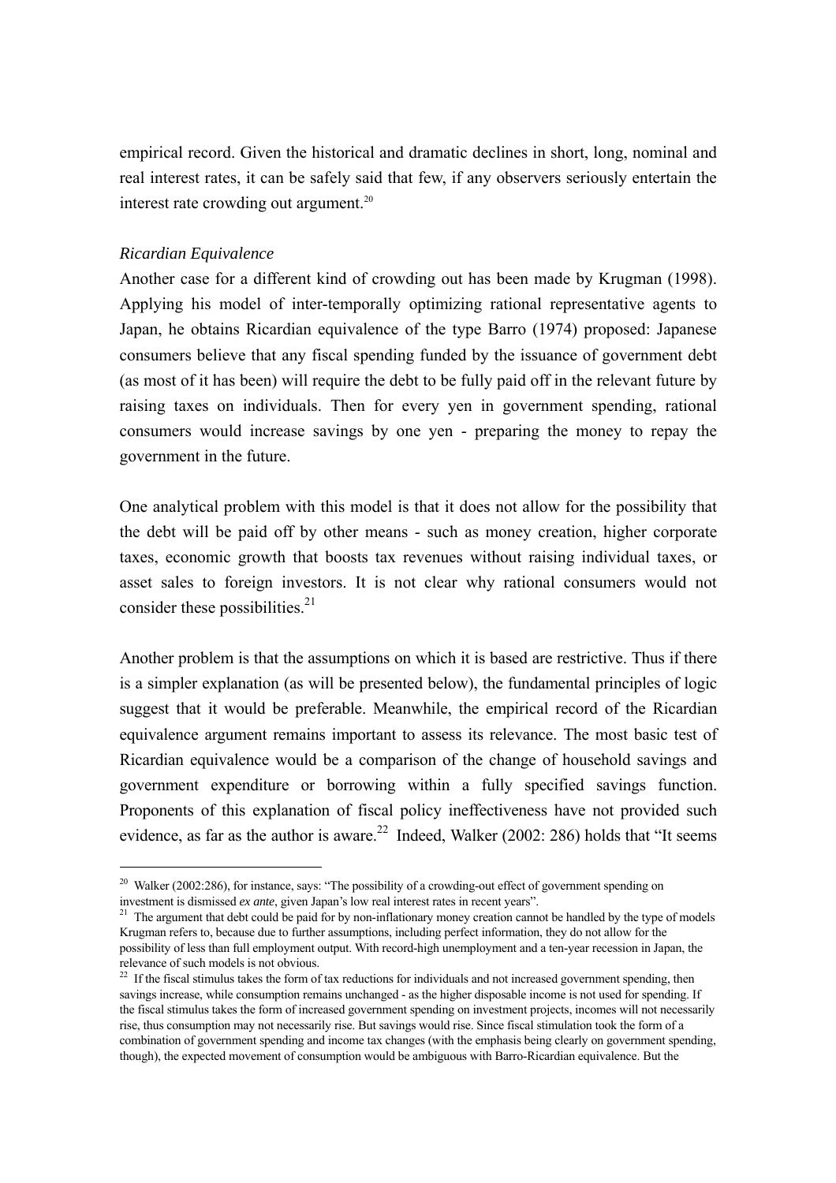empirical record. Given the historical and dramatic declines in short, long, nominal and real interest rates, it can be safely said that few, if any observers seriously entertain the interest rate crowding out argument.[20]

*Ricardian Equivalence*

Another case for a different kind of crowding out has been made by Krugman (1998). Applying his model of inter-temporally optimizing rational representative agents to Japan, he obtains Ricardian equivalence of the type Barro (1974) proposed: Japanese consumers believe that any fiscal spending funded by the issuance of government debt (as most of it has been) will require the debt to be fully paid off in the relevant future by raising taxes on individuals. Then for every yen in government spending, rational consumers would increase savings by one yen - preparing the money to repay the government in the future.

One analytical problem with this model is that it does not allow for the possibility that the debt will be paid off by other means - such as money creation, higher corporate taxes, economic growth that boosts tax revenues without raising individual taxes, or asset sales to foreign investors. It is not clear why rational consumers would not consider these possibilities.[21]

Another problem is that the assumptions on which it is based are restrictive. Thus if there is a simpler explanation (as will be presented below), the fundamental principles of logic suggest that it would be preferable. Meanwhile, the empirical record of the Ricardian equivalence argument remains important to assess its relevance. The most basic test of Ricardian equivalence would be a comparison of the change of household savings and government expenditure or borrowing within a fully specified savings function. Proponents of this explanation of fiscal policy ineffectiveness have not provided such evidence, as far as the author is aware.[22] Indeed, Walker (2002: 286) holds that "It seems

---

[20] Walker (2002:286), for instance, says: "The possibility of a crowding-out effect of government spending on investment is dismissed *ex ante*, given Japan's low real interest rates in recent years".

[21] The argument that debt could be paid for by non-inflationary money creation cannot be handled by the type of models Krugman refers to, because due to further assumptions, including perfect information, they do not allow for the possibility of less than full employment output. With record-high unemployment and a ten-year recession in Japan, the relevance of such models is not obvious.

[22] If the fiscal stimulus takes the form of tax reductions for individuals and not increased government spending, then savings increase, while consumption remains unchanged - as the higher disposable income is not used for spending. If the fiscal stimulus takes the form of increased government spending on investment projects, incomes will not necessarily rise, thus consumption may not necessarily rise. But savings would rise. Since fiscal stimulation took the form of a combination of government spending and income tax changes (with the emphasis being clearly on government spending, though), the expected movement of consumption would be ambiguous with Barro-Ricardian equivalence. But the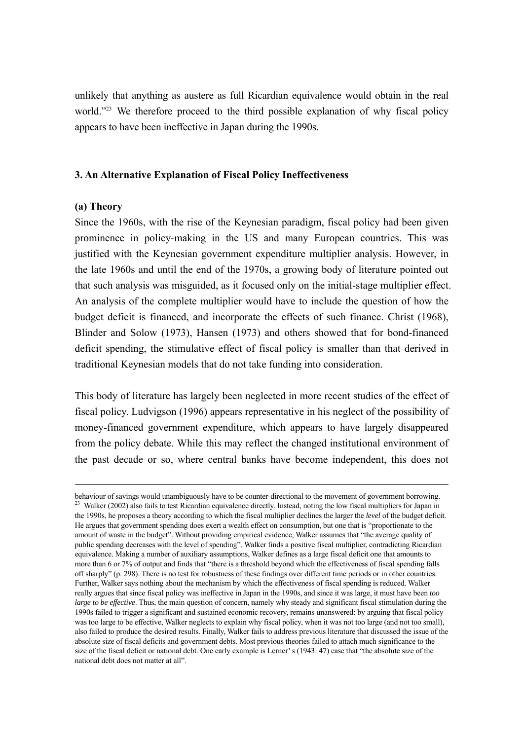unlikely that anything as austere as full Ricardian equivalence would obtain in the real world."[23] We therefore proceed to the third possible explanation of why fiscal policy appears to have been ineffective in Japan during the 1990s.

## 3. An Alternative Explanation of Fiscal Policy Ineffectiveness

### (a) Theory

Since the 1960s, with the rise of the Keynesian paradigm, fiscal policy had been given prominence in policy-making in the US and many European countries. This was justified with the Keynesian government expenditure multiplier analysis. However, in the late 1960s and until the end of the 1970s, a growing body of literature pointed out that such analysis was misguided, as it focused only on the initial-stage multiplier effect. An analysis of the complete multiplier would have to include the question of how the budget deficit is financed, and incorporate the effects of such finance. Christ (1968), Blinder and Solow (1973), Hansen (1973) and others showed that for bond-financed deficit spending, the stimulative effect of fiscal policy is smaller than that derived in traditional Keynesian models that do not take funding into consideration.

This body of literature has largely been neglected in more recent studies of the effect of fiscal policy. Ludvigson (1996) appears representative in his neglect of the possibility of money-financed government expenditure, which appears to have largely disappeared from the policy debate. While this may reflect the changed institutional environment of the past decade or so, where central banks have become independent, this does not

---

behaviour of savings would unambiguously have to be counter-directional to the movement of government borrowing.

[23] Walker (2002) also fails to test Ricardian equivalence directly. Instead, noting the low fiscal multipliers for Japan in the 1990s, he proposes a theory according to which the fiscal multiplier declines the larger the *level* of the budget deficit. He argues that government spending does exert a wealth effect on consumption, but one that is "proportionate to the amount of waste in the budget". Without providing empirical evidence, Walker assumes that "the average quality of public spending decreases with the level of spending". Walker finds a positive fiscal multiplier, contradicting Ricardian equivalence. Making a number of auxiliary assumptions, Walker defines as a large fiscal deficit one that amounts to more than 6 or 7% of output and finds that "there is a threshold beyond which the effectiveness of fiscal spending falls off sharply" (p. 298). There is no test for robustness of these findings over different time periods or in other countries. Further, Walker says nothing about the mechanism by which the effectiveness of fiscal spending is reduced. Walker really argues that since fiscal policy was ineffective in Japan in the 1990s, and since it was large, it must have been *too large to be effective*. Thus, the main question of concern, namely why steady and significant fiscal stimulation during the 1990s failed to trigger a significant and sustained economic recovery, remains unanswered: by arguing that fiscal policy was too large to be effective, Walker neglects to explain why fiscal policy, when it was not too large (and not too small), also failed to produce the desired results. Finally, Walker fails to address previous literature that discussed the issue of the absolute size of fiscal deficits and government debts. Most previous theories failed to attach much significance to the size of the fiscal deficit or national debt. One early example is Lerner' s (1943: 47) case that "the absolute size of the national debt does not matter at all".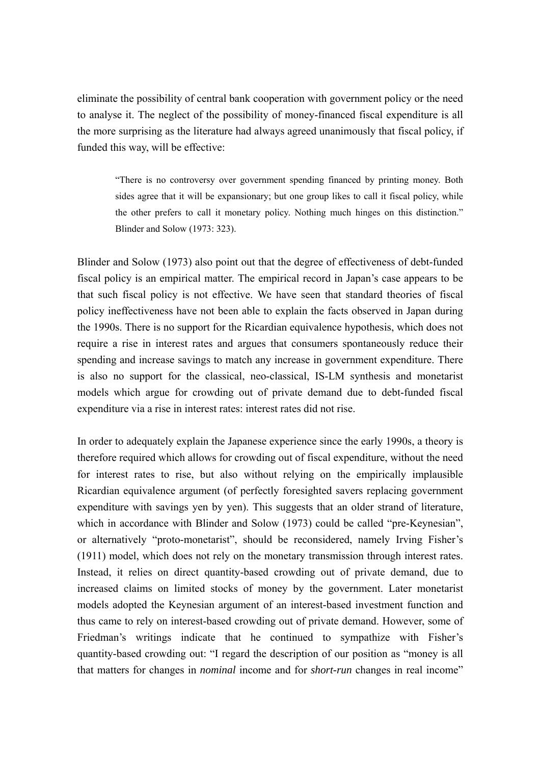eliminate the possibility of central bank cooperation with government policy or the need to analyse it. The neglect of the possibility of money-financed fiscal expenditure is all the more surprising as the literature had always agreed unanimously that fiscal policy, if funded this way, will be effective:

> "There is no controversy over government spending financed by printing money. Both sides agree that it will be expansionary; but one group likes to call it fiscal policy, while the other prefers to call it monetary policy. Nothing much hinges on this distinction." Blinder and Solow (1973: 323).

Blinder and Solow (1973) also point out that the degree of effectiveness of debt-funded fiscal policy is an empirical matter. The empirical record in Japan's case appears to be that such fiscal policy is not effective. We have seen that standard theories of fiscal policy ineffectiveness have not been able to explain the facts observed in Japan during the 1990s. There is no support for the Ricardian equivalence hypothesis, which does not require a rise in interest rates and argues that consumers spontaneously reduce their spending and increase savings to match any increase in government expenditure. There is also no support for the classical, neo-classical, IS-LM synthesis and monetarist models which argue for crowding out of private demand due to debt-funded fiscal expenditure via a rise in interest rates: interest rates did not rise.

In order to adequately explain the Japanese experience since the early 1990s, a theory is therefore required which allows for crowding out of fiscal expenditure, without the need for interest rates to rise, but also without relying on the empirically implausible Ricardian equivalence argument (of perfectly foresighted savers replacing government expenditure with savings yen by yen). This suggests that an older strand of literature, which in accordance with Blinder and Solow (1973) could be called "pre-Keynesian", or alternatively "proto-monetarist", should be reconsidered, namely Irving Fisher's (1911) model, which does not rely on the monetary transmission through interest rates. Instead, it relies on direct quantity-based crowding out of private demand, due to increased claims on limited stocks of money by the government. Later monetarist models adopted the Keynesian argument of an interest-based investment function and thus came to rely on interest-based crowding out of private demand. However, some of Friedman's writings indicate that he continued to sympathize with Fisher's quantity-based crowding out: "I regard the description of our position as "money is all that matters for changes in *nominal* income and for *short-run* changes in real income"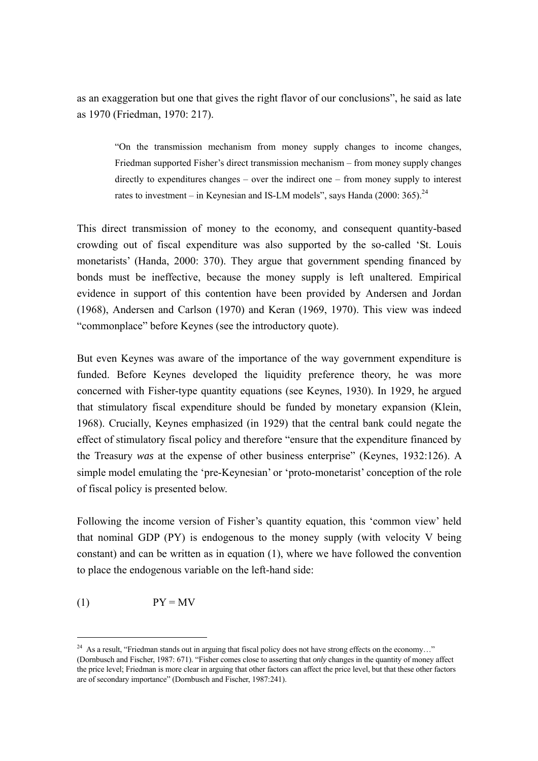as an exaggeration but one that gives the right flavor of our conclusions", he said as late as 1970 (Friedman, 1970: 217).

> "On the transmission mechanism from money supply changes to income changes, Friedman supported Fisher's direct transmission mechanism – from money supply changes directly to expenditures changes – over the indirect one – from money supply to interest rates to investment – in Keynesian and IS-LM models", says Handa (2000: 365).[24]

This direct transmission of money to the economy, and consequent quantity-based crowding out of fiscal expenditure was also supported by the so-called 'St. Louis monetarists' (Handa, 2000: 370). They argue that government spending financed by bonds must be ineffective, because the money supply is left unaltered. Empirical evidence in support of this contention have been provided by Andersen and Jordan (1968), Andersen and Carlson (1970) and Keran (1969, 1970). This view was indeed "commonplace" before Keynes (see the introductory quote).

But even Keynes was aware of the importance of the way government expenditure is funded. Before Keynes developed the liquidity preference theory, he was more concerned with Fisher-type quantity equations (see Keynes, 1930). In 1929, he argued that stimulatory fiscal expenditure should be funded by monetary expansion (Klein, 1968). Crucially, Keynes emphasized (in 1929) that the central bank could negate the effect of stimulatory fiscal policy and therefore "ensure that the expenditure financed by the Treasury *was* at the expense of other business enterprise" (Keynes, 1932:126). A simple model emulating the 'pre-Keynesian' or 'proto-monetarist' conception of the role of fiscal policy is presented below.

Following the income version of Fisher's quantity equation, this 'common view' held that nominal GDP (PY) is endogenous to the money supply (with velocity V being constant) and can be written as in equation (1), where we have followed the convention to place the endogenous variable on the left-hand side:

$$(1) \qquad PY = MV$$

---

[24] As a result, "Friedman stands out in arguing that fiscal policy does not have strong effects on the economy…" (Dornbusch and Fischer, 1987: 671). "Fisher comes close to asserting that *only* changes in the quantity of money affect the price level; Friedman is more clear in arguing that other factors can affect the price level, but that these other factors are of secondary importance" (Dornbusch and Fischer, 1987:241).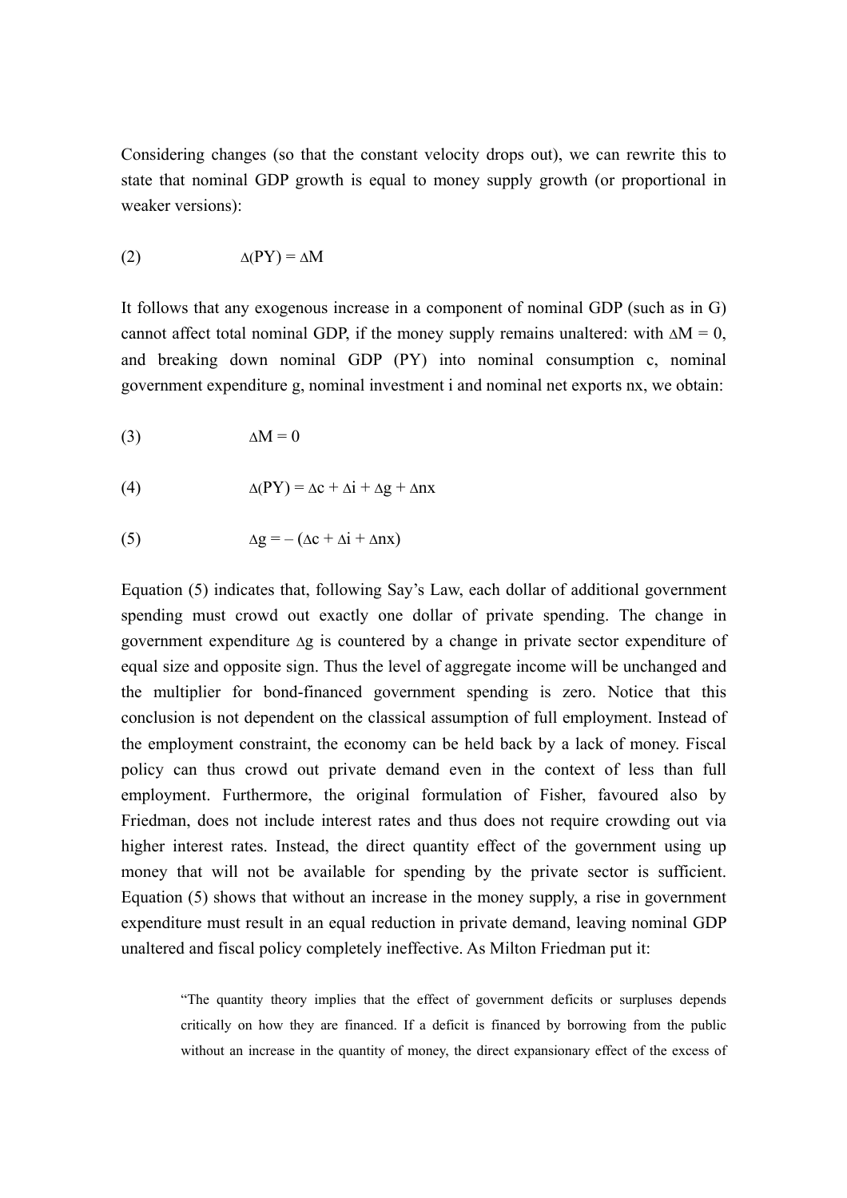Considering changes (so that the constant velocity drops out), we can rewrite this to state that nominal GDP growth is equal to money supply growth (or proportional in weaker versions):

$$(2) \qquad \Delta(PY) = \Delta M$$

It follows that any exogenous increase in a component of nominal GDP (such as in G) cannot affect total nominal GDP, if the money supply remains unaltered: with $\Delta M = 0$, and breaking down nominal GDP (PY) into nominal consumption c, nominal government expenditure g, nominal investment i and nominal net exports nx, we obtain:

$$(3) \qquad \Delta M = 0$$

$$(4) \qquad \Delta(PY) = \Delta c + \Delta i + \Delta g + \Delta nx$$

$$(5) \qquad \Delta g = -(\Delta c + \Delta i + \Delta nx)$$

Equation (5) indicates that, following Say's Law, each dollar of additional government spending must crowd out exactly one dollar of private spending. The change in government expenditure $\Delta g$ is countered by a change in private sector expenditure of equal size and opposite sign. Thus the level of aggregate income will be unchanged and the multiplier for bond-financed government spending is zero. Notice that this conclusion is not dependent on the classical assumption of full employment. Instead of the employment constraint, the economy can be held back by a lack of money. Fiscal policy can thus crowd out private demand even in the context of less than full employment. Furthermore, the original formulation of Fisher, favoured also by Friedman, does not include interest rates and thus does not require crowding out via higher interest rates. Instead, the direct quantity effect of the government using up money that will not be available for spending by the private sector is sufficient. Equation (5) shows that without an increase in the money supply, a rise in government expenditure must result in an equal reduction in private demand, leaving nominal GDP unaltered and fiscal policy completely ineffective. As Milton Friedman put it:

> "The quantity theory implies that the effect of government deficits or surpluses depends critically on how they are financed. If a deficit is financed by borrowing from the public without an increase in the quantity of money, the direct expansionary effect of the excess of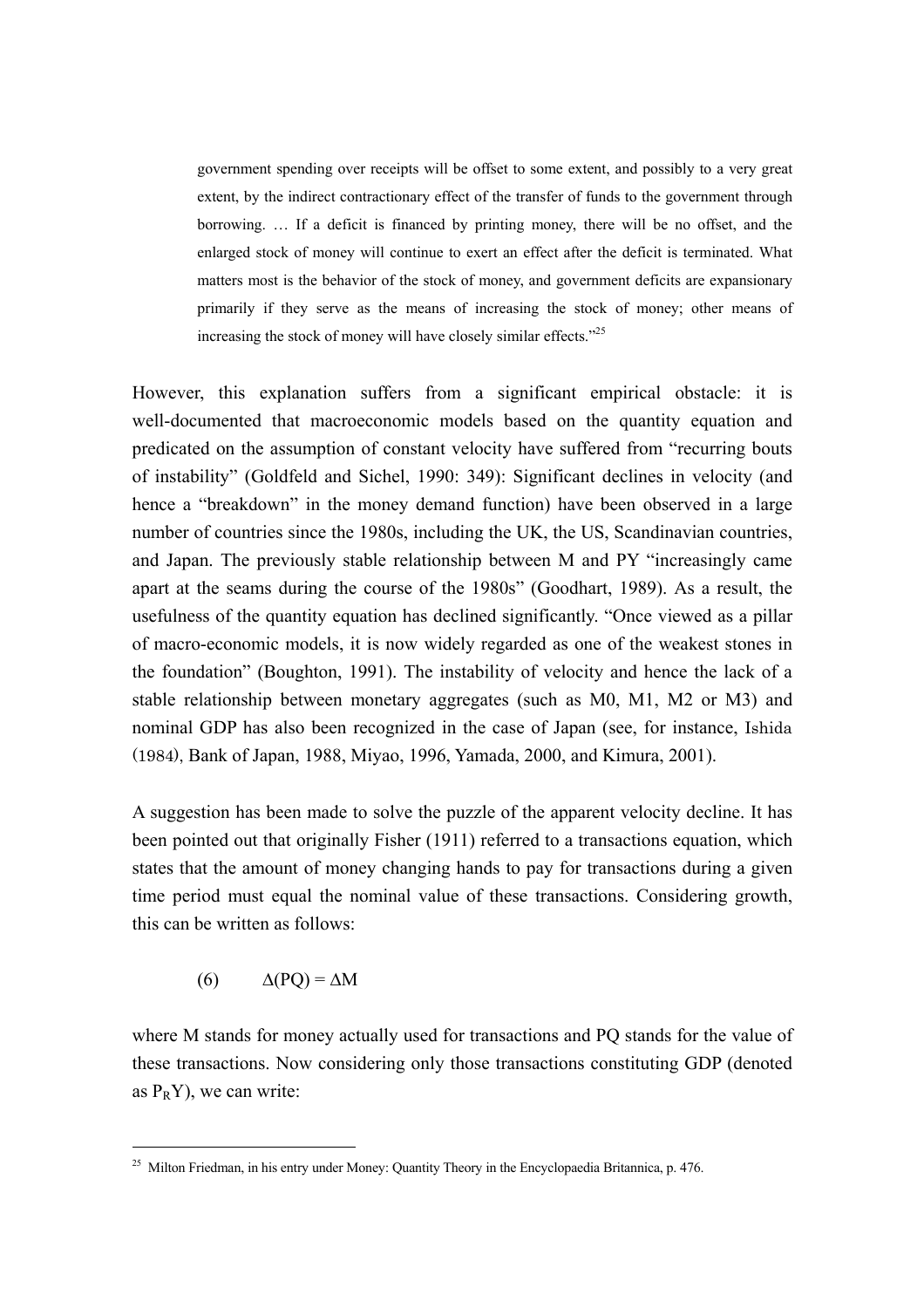> government spending over receipts will be offset to some extent, and possibly to a very great extent, by the indirect contractionary effect of the transfer of funds to the government through borrowing. … If a deficit is financed by printing money, there will be no offset, and the enlarged stock of money will continue to exert an effect after the deficit is terminated. What matters most is the behavior of the stock of money, and government deficits are expansionary primarily if they serve as the means of increasing the stock of money; other means of increasing the stock of money will have closely similar effects."[25]

However, this explanation suffers from a significant empirical obstacle: it is well-documented that macroeconomic models based on the quantity equation and predicated on the assumption of constant velocity have suffered from "recurring bouts of instability" (Goldfeld and Sichel, 1990: 349): Significant declines in velocity (and hence a "breakdown" in the money demand function) have been observed in a large number of countries since the 1980s, including the UK, the US, Scandinavian countries, and Japan. The previously stable relationship between M and PY "increasingly came apart at the seams during the course of the 1980s" (Goodhart, 1989). As a result, the usefulness of the quantity equation has declined significantly. "Once viewed as a pillar of macro-economic models, it is now widely regarded as one of the weakest stones in the foundation" (Boughton, 1991). The instability of velocity and hence the lack of a stable relationship between monetary aggregates (such as M0, M1, M2 or M3) and nominal GDP has also been recognized in the case of Japan (see, for instance, Ishida (1984), Bank of Japan, 1988, Miyao, 1996, Yamada, 2000, and Kimura, 2001).

A suggestion has been made to solve the puzzle of the apparent velocity decline. It has been pointed out that originally Fisher (1911) referred to a transactions equation, which states that the amount of money changing hands to pay for transactions during a given time period must equal the nominal value of these transactions. Considering growth, this can be written as follows:

$$(6) \qquad \Delta(PQ) = \Delta M$$

where M stands for money actually used for transactions and PQ stands for the value of these transactions. Now considering only those transactions constituting GDP (denoted as $P_R Y$), we can write:

[25] Milton Friedman, in his entry under Money: Quantity Theory in the Encyclopaedia Britannica, p. 476.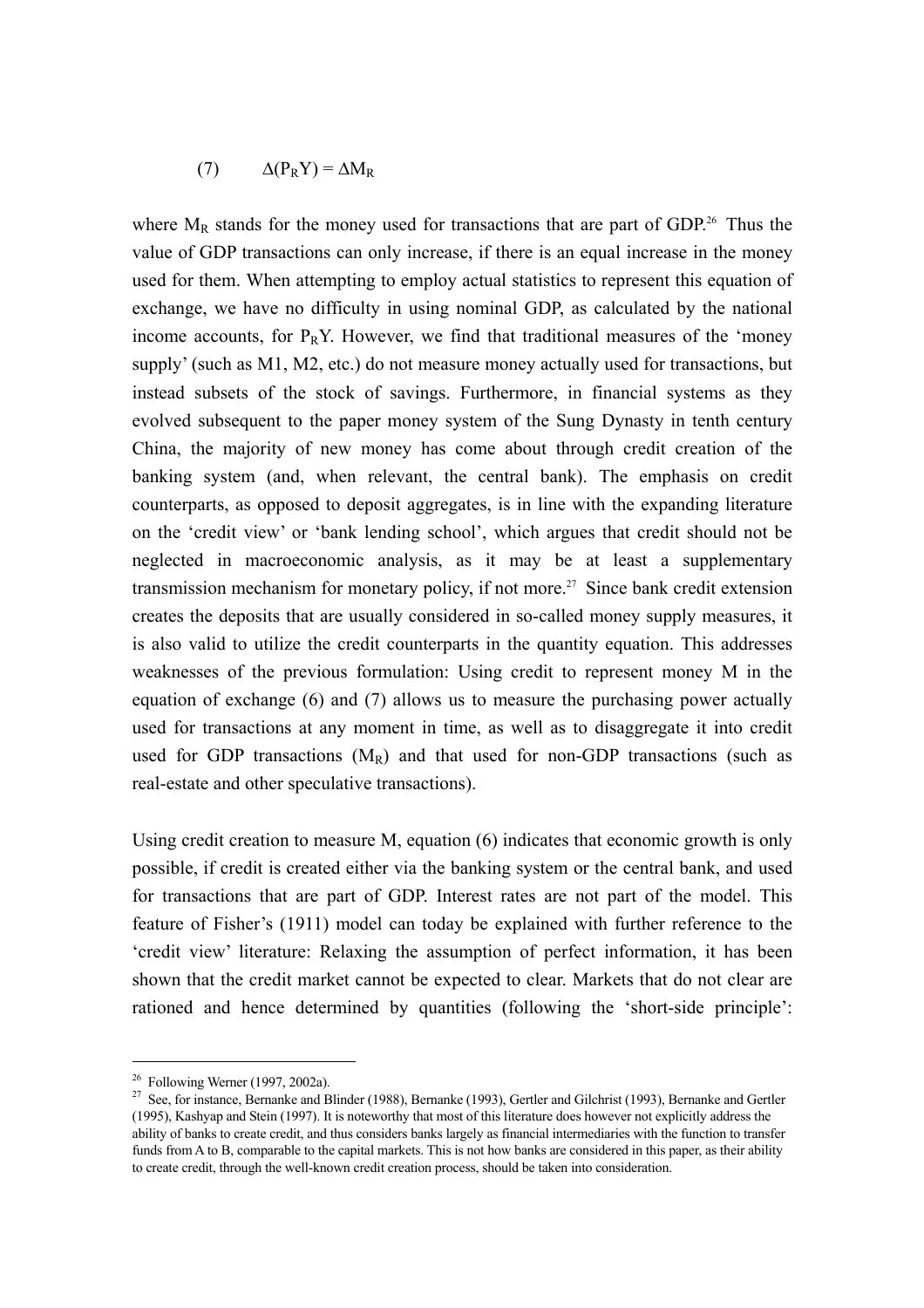$$(7) \qquad \Delta(P_R Y) = \Delta M_R$$

where $M_R$ stands for the money used for transactions that are part of GDP.[26] Thus the value of GDP transactions can only increase, if there is an equal increase in the money used for them. When attempting to employ actual statistics to represent this equation of exchange, we have no difficulty in using nominal GDP, as calculated by the national income accounts, for $P_R Y$. However, we find that traditional measures of the 'money supply' (such as M1, M2, etc.) do not measure money actually used for transactions, but instead subsets of the stock of savings. Furthermore, in financial systems as they evolved subsequent to the paper money system of the Sung Dynasty in tenth century China, the majority of new money has come about through credit creation of the banking system (and, when relevant, the central bank). The emphasis on credit counterparts, as opposed to deposit aggregates, is in line with the expanding literature on the 'credit view' or 'bank lending school', which argues that credit should not be neglected in macroeconomic analysis, as it may be at least a supplementary transmission mechanism for monetary policy, if not more.[27] Since bank credit extension creates the deposits that are usually considered in so-called money supply measures, it is also valid to utilize the credit counterparts in the quantity equation. This addresses weaknesses of the previous formulation: Using credit to represent money M in the equation of exchange (6) and (7) allows us to measure the purchasing power actually used for transactions at any moment in time, as well as to disaggregate it into credit used for GDP transactions ($M_R$) and that used for non-GDP transactions (such as real-estate and other speculative transactions).

Using credit creation to measure M, equation (6) indicates that economic growth is only possible, if credit is created either via the banking system or the central bank, and used for transactions that are part of GDP. Interest rates are not part of the model. This feature of Fisher's (1911) model can today be explained with further reference to the 'credit view' literature: Relaxing the assumption of perfect information, it has been shown that the credit market cannot be expected to clear. Markets that do not clear are rationed and hence determined by quantities (following the 'short-side principle':

---

[26] Following Werner (1997, 2002a).

[27] See, for instance, Bernanke and Blinder (1988), Bernanke (1993), Gertler and Gilchrist (1993), Bernanke and Gertler (1995), Kashyap and Stein (1997). It is noteworthy that most of this literature does however not explicitly address the ability of banks to create credit, and thus considers banks largely as financial intermediaries with the function to transfer funds from A to B, comparable to the capital markets. This is not how banks are considered in this paper, as their ability to create credit, through the well-known credit creation process, should be taken into consideration.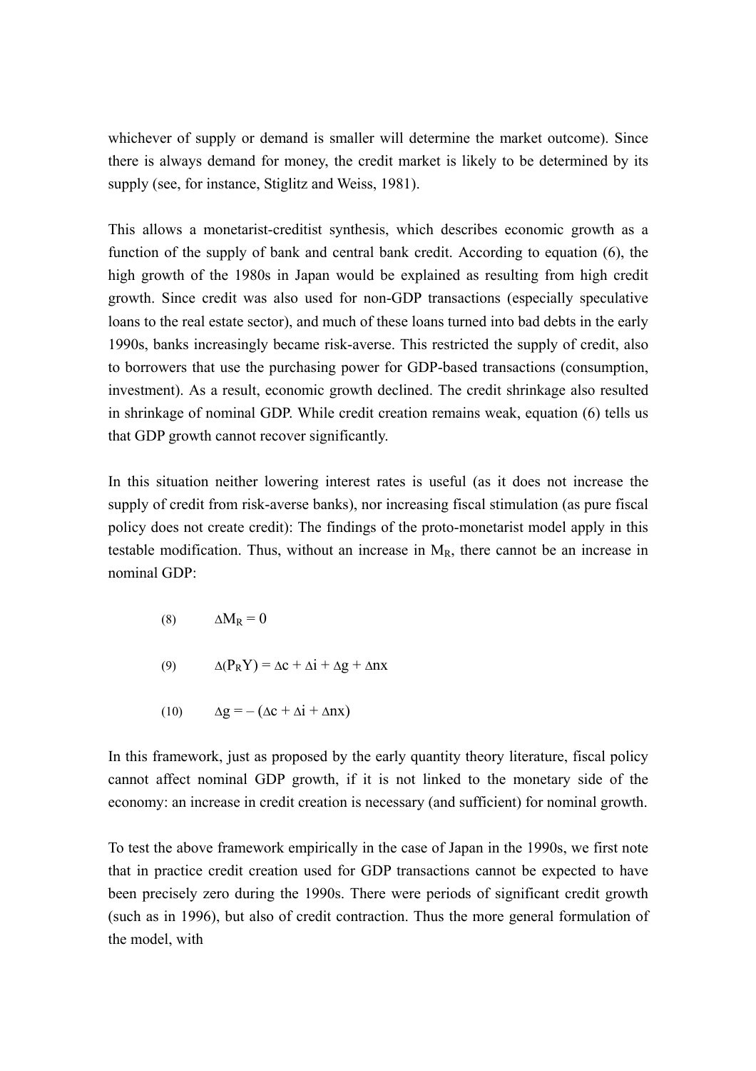whichever of supply or demand is smaller will determine the market outcome). Since there is always demand for money, the credit market is likely to be determined by its supply (see, for instance, Stiglitz and Weiss, 1981).

This allows a monetarist-creditist synthesis, which describes economic growth as a function of the supply of bank and central bank credit. According to equation (6), the high growth of the 1980s in Japan would be explained as resulting from high credit growth. Since credit was also used for non-GDP transactions (especially speculative loans to the real estate sector), and much of these loans turned into bad debts in the early 1990s, banks increasingly became risk-averse. This restricted the supply of credit, also to borrowers that use the purchasing power for GDP-based transactions (consumption, investment). As a result, economic growth declined. The credit shrinkage also resulted in shrinkage of nominal GDP. While credit creation remains weak, equation (6) tells us that GDP growth cannot recover significantly.

In this situation neither lowering interest rates is useful (as it does not increase the supply of credit from risk-averse banks), nor increasing fiscal stimulation (as pure fiscal policy does not create credit): The findings of the proto-monetarist model apply in this testable modification. Thus, without an increase in $M_R$, there cannot be an increase in nominal GDP:

$$\Delta M_R = 0 \tag{8}$$

$$\Delta(P_R Y) = \Delta c + \Delta i + \Delta g + \Delta nx \tag{9}$$

$$\Delta g = -(\Delta c + \Delta i + \Delta nx) \tag{10}$$

In this framework, just as proposed by the early quantity theory literature, fiscal policy cannot affect nominal GDP growth, if it is not linked to the monetary side of the economy: an increase in credit creation is necessary (and sufficient) for nominal growth.

To test the above framework empirically in the case of Japan in the 1990s, we first note that in practice credit creation used for GDP transactions cannot be expected to have been precisely zero during the 1990s. There were periods of significant credit growth (such as in 1996), but also of credit contraction. Thus the more general formulation of the model, with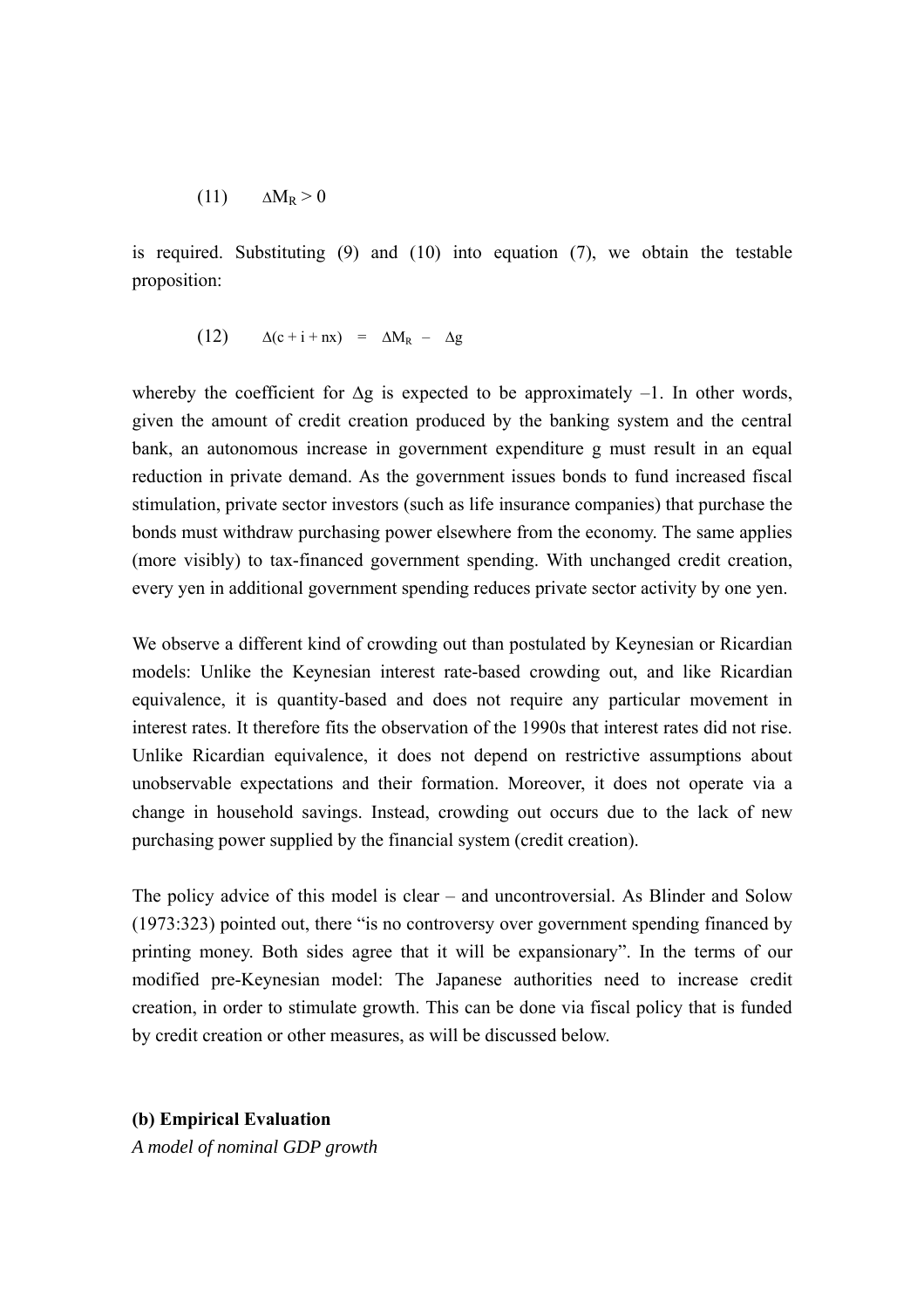$$(11) \qquad \Delta M_R > 0$$

is required. Substituting (9) and (10) into equation (7), we obtain the testable proposition:

$$(12) \qquad \Delta(c + i + nx) \quad = \quad \Delta M_R \ - \ \Delta g$$

whereby the coefficient for $\Delta g$ is expected to be approximately $-1$. In other words, given the amount of credit creation produced by the banking system and the central bank, an autonomous increase in government expenditure g must result in an equal reduction in private demand. As the government issues bonds to fund increased fiscal stimulation, private sector investors (such as life insurance companies) that purchase the bonds must withdraw purchasing power elsewhere from the economy. The same applies (more visibly) to tax-financed government spending. With unchanged credit creation, every yen in additional government spending reduces private sector activity by one yen.

We observe a different kind of crowding out than postulated by Keynesian or Ricardian models: Unlike the Keynesian interest rate-based crowding out, and like Ricardian equivalence, it is quantity-based and does not require any particular movement in interest rates. It therefore fits the observation of the 1990s that interest rates did not rise. Unlike Ricardian equivalence, it does not depend on restrictive assumptions about unobservable expectations and their formation. Moreover, it does not operate via a change in household savings. Instead, crowding out occurs due to the lack of new purchasing power supplied by the financial system (credit creation).

The policy advice of this model is clear – and uncontroversial. As Blinder and Solow (1973:323) pointed out, there "is no controversy over government spending financed by printing money. Both sides agree that it will be expansionary". In the terms of our modified pre-Keynesian model: The Japanese authorities need to increase credit creation, in order to stimulate growth. This can be done via fiscal policy that is funded by credit creation or other measures, as will be discussed below.

**(b) Empirical Evaluation**

*A model of nominal GDP growth*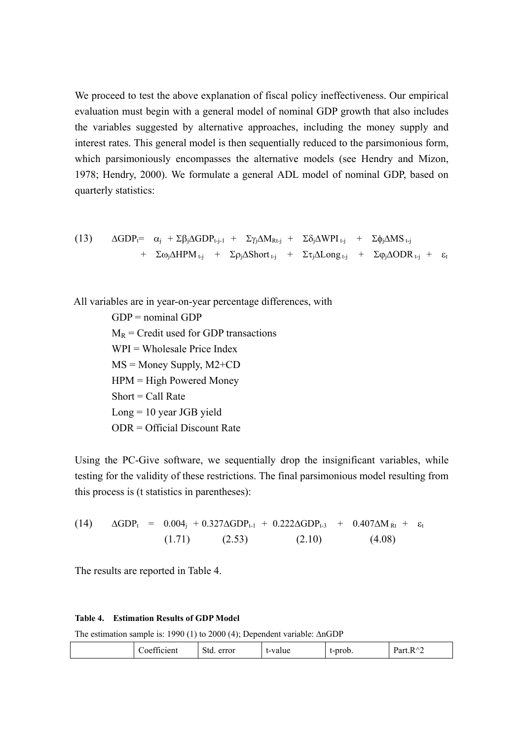We proceed to test the above explanation of fiscal policy ineffectiveness. Our empirical evaluation must begin with a general model of nominal GDP growth that also includes the variables suggested by alternative approaches, including the money supply and interest rates. This general model is then sequentially reduced to the parsimonious form, which parsimoniously encompasses the alternative models (see Hendry and Mizon, 1978; Hendry, 2000). We formulate a general ADL model of nominal GDP, based on quarterly statistics:

$$(13) \quad \Delta GDP_t = \alpha_j + \Sigma\beta_j\Delta GDP_{t-j-1} + \Sigma\gamma_j\Delta M_{Rt-j} + \Sigma\delta_j\Delta WPI_{t-j} + \Sigma\phi_j\Delta MS_{t-j} + \Sigma\omega_j\Delta HPM_{t-j} + \Sigma\rho_j\Delta Short_{t-j} + \Sigma\tau_j\Delta Long_{t-j} + \Sigma\varphi_j\Delta ODR_{t-j} + \varepsilon_t$$

All variables are in year-on-year percentage differences, with

- GDP = nominal GDP
- $M_R$ = Credit used for GDP transactions
- WPI = Wholesale Price Index
- MS = Money Supply, M2+CD
- HPM = High Powered Money
- Short = Call Rate
- Long = 10 year JGB yield
- ODR = Official Discount Rate

Using the PC-Give software, we sequentially drop the insignificant variables, while testing for the validity of these restrictions. The final parsimonious model resulting from this process is (t statistics in parentheses):

$$(14) \quad \Delta GDP_t = \underset{(1.71)}{0.004_j} + \underset{(2.53)}{0.327\Delta GDP_{t-1}} + \underset{(2.10)}{0.222\Delta GDP_{t-3}} + \underset{(4.08)}{0.407\Delta M_{Rt}} + \varepsilon_t$$

The results are reported in Table 4.

**Table 4. Estimation Results of GDP Model**

The estimation sample is: 1990 (1) to 2000 (4); Dependent variable: ΔnGDP

| | Coefficient | Std. error | t-value | t-prob. | Part.R^2 |
|---|---|---|---|---|---|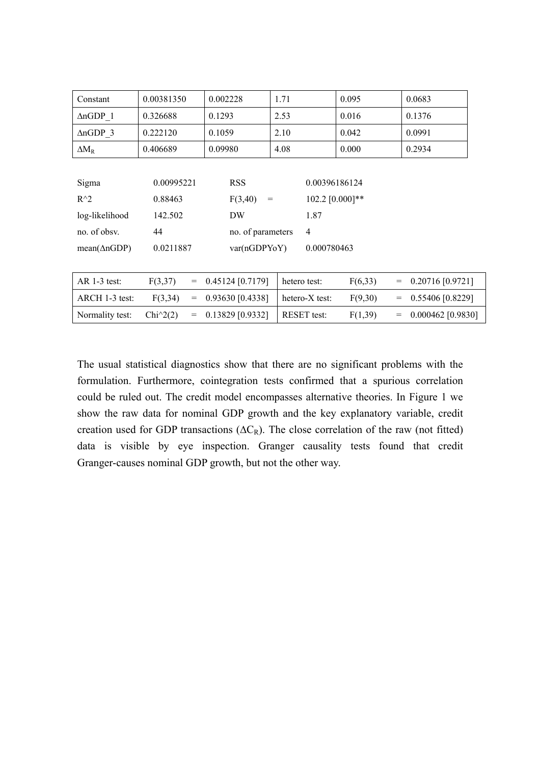| Constant | 0.00381350 | 0.002228 | 1.71 | 0.095 | 0.0683 |
|---|---|---|---|---|---|
| ΔnGDP_1 | 0.326688 | 0.1293 | 2.53 | 0.016 | 0.1376 |
| ΔnGDP_3 | 0.222120 | 0.1059 | 2.10 | 0.042 | 0.0991 |
| $\Delta M_R$ | 0.406689 | 0.09980 | 4.08 | 0.000 | 0.2934 |

| | | | |
|---|---|---|---|
| Sigma | 0.00995221 | RSS | 0.00396186124 |
| R^2 | 0.88463 | F(3,40) = | 102.2 [0.000]** |
| log-likelihood | 142.502 | DW | 1.87 |
| no. of obsv. | 44 | no. of parameters | 4 |
| mean(ΔnGDP) | 0.0211887 | var(nGDPYoY) | 0.000780463 |

| | | | | | | | |
|---|---|---|---|---|---|---|---|
| AR 1-3 test: | F(3,37) | = | 0.45124 [0.7179] | hetero test: | F(6,33) | = | 0.20716 [0.9721] |
| ARCH 1-3 test: | F(3,34) | = | 0.93630 [0.4338] | hetero-X test: | F(9,30) | = | 0.55406 [0.8229] |
| Normality test: | Chi^2(2) | = | 0.13829 [0.9332] | RESET test: | F(1,39) | = | 0.000462 [0.9830] |

The usual statistical diagnostics show that there are no significant problems with the formulation. Furthermore, cointegration tests confirmed that a spurious correlation could be ruled out. The credit model encompasses alternative theories. In Figure 1 we show the raw data for nominal GDP growth and the key explanatory variable, credit creation used for GDP transactions ($\Delta C_R$). The close correlation of the raw (not fitted) data is visible by eye inspection. Granger causality tests found that credit Granger-causes nominal GDP growth, but not the other way.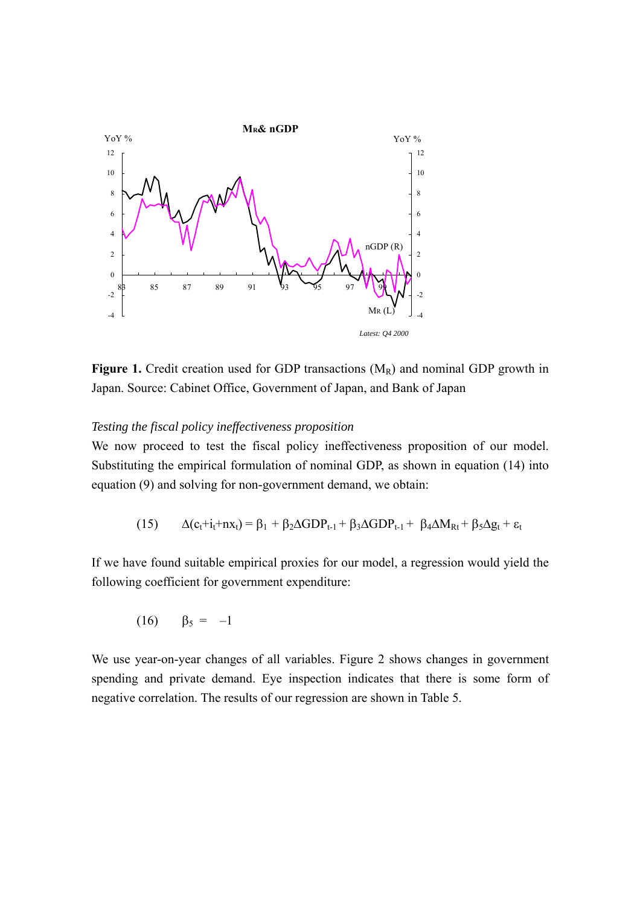**Figure 1.** Credit creation used for GDP transactions ($M_R$) and nominal GDP growth in Japan. Source: Cabinet Office, Government of Japan, and Bank of Japan

*Testing the fiscal policy ineffectiveness proposition*

We now proceed to test the fiscal policy ineffectiveness proposition of our model. Substituting the empirical formulation of nominal GDP, as shown in equation (14) into equation (9) and solving for non-government demand, we obtain:

$$(15) \qquad \Delta(c_t+i_t+nx_t) = \beta_1 + \beta_2\Delta GDP_{t-1} + \beta_3\Delta GDP_{t-1} + \beta_4\Delta M_{Rt} + \beta_5\Delta g_t + \varepsilon_t$$

If we have found suitable empirical proxies for our model, a regression would yield the following coefficient for government expenditure:

$$(16) \qquad \beta_5 = -1$$

We use year-on-year changes of all variables. Figure 2 shows changes in government spending and private demand. Eye inspection indicates that there is some form of negative correlation. The results of our regression are shown in Table 5.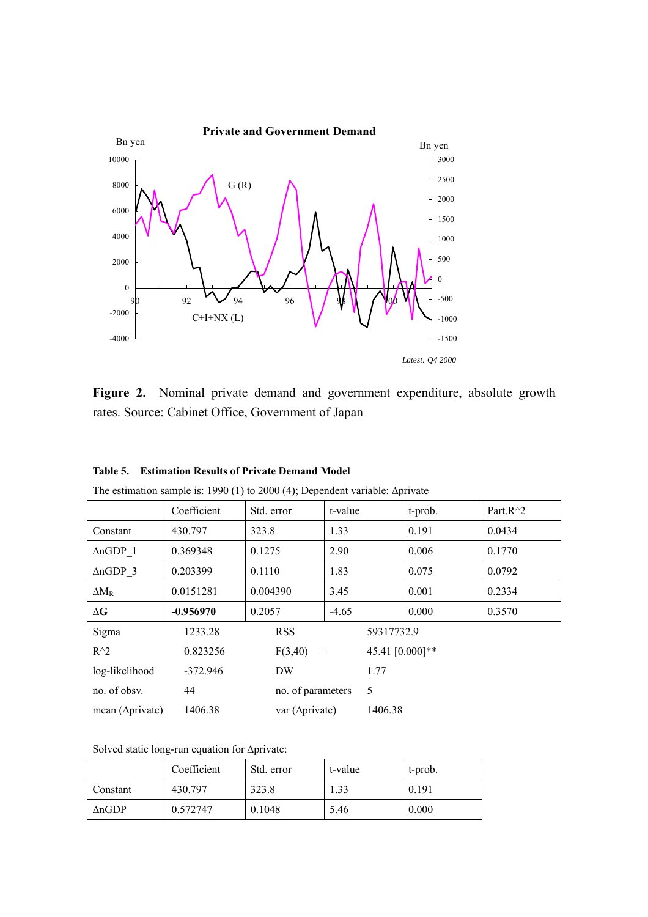**Figure 2.** Nominal private demand and government expenditure, absolute growth rates. Source: Cabinet Office, Government of Japan

**Table 5. Estimation Results of Private Demand Model**

The estimation sample is: 1990 (1) to 2000 (4); Dependent variable: Δprivate

| | Coefficient | Std. error | t-value | t-prob. | Part.R^2 |
|---|---|---|---|---|---|
| Constant | 430.797 | 323.8 | 1.33 | 0.191 | 0.0434 |
| ΔnGDP_1 | 0.369348 | 0.1275 | 2.90 | 0.006 | 0.1770 |
| ΔnGDP_3 | 0.203399 | 0.1110 | 1.83 | 0.075 | 0.0792 |
| $\Delta M_R$ | 0.0151281 | 0.004390 | 3.45 | 0.001 | 0.2334 |
| **ΔG** | **-0.956970** | 0.2057 | -4.65 | 0.000 | 0.3570 |

| | | | |
|---|---|---|---|
| Sigma | 1233.28 | RSS | 59317732.9 |
| R^2 | 0.823256 | F(3,40) = | 45.41 [0.000]** |
| log-likelihood | -372.946 | DW | 1.77 |
| no. of obsv. | 44 | no. of parameters | 5 |
| mean (Δprivate) | 1406.38 | var (Δprivate) | 1406.38 |

Solved static long-run equation for Δprivate:

| | Coefficient | Std. error | t-value | t-prob. |
|---|---|---|---|---|
| Constant | 430.797 | 323.8 | 1.33 | 0.191 |
| ΔnGDP | 0.572747 | 0.1048 | 5.46 | 0.000 |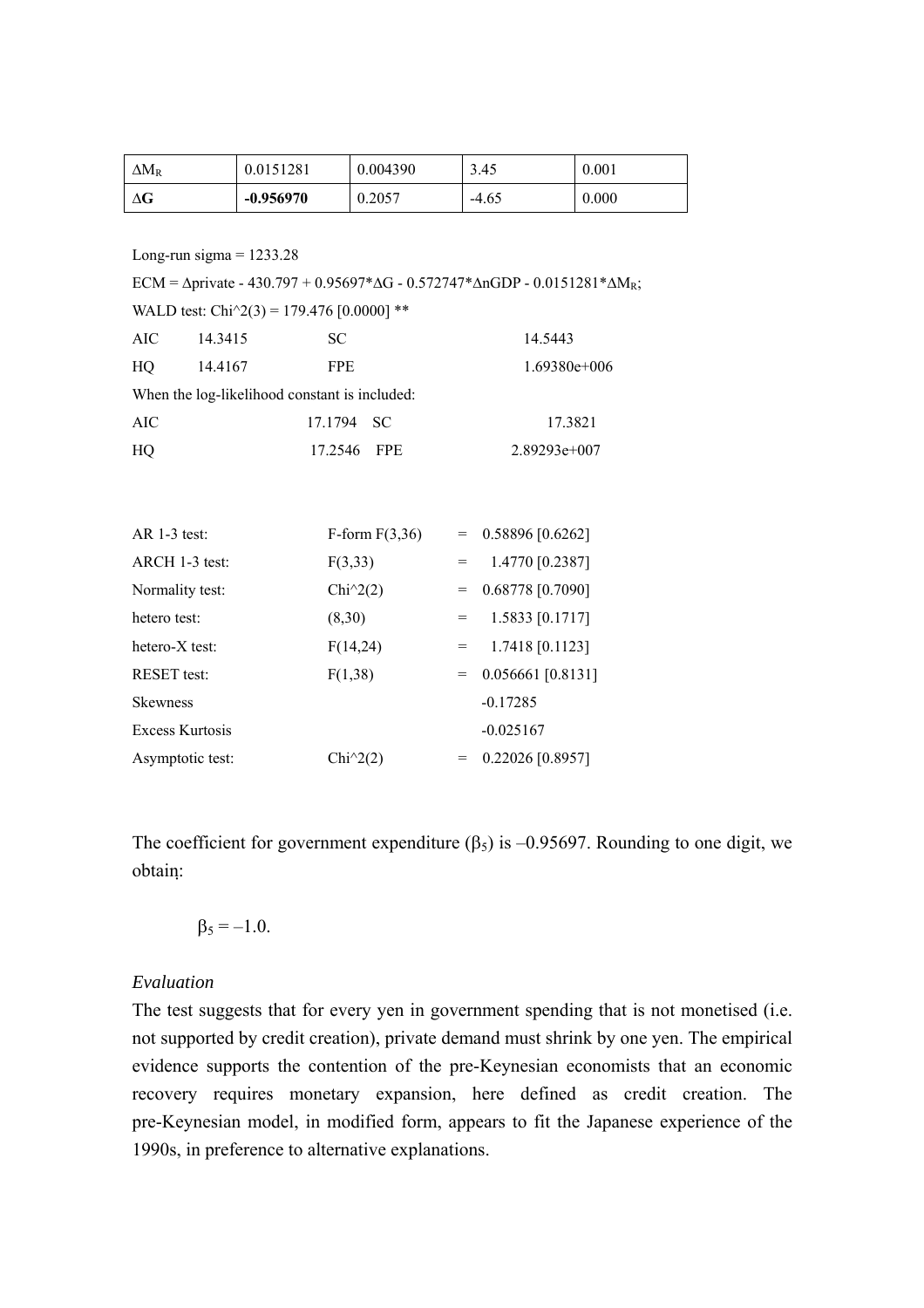| | | | | |
|---|---|---|---|---|
| $\Delta M_R$ | 0.0151281 | 0.004390 | 3.45 | 0.001 |
| $\Delta G$ | **-0.956970** | 0.2057 | -4.65 | 0.000 |

Long-run sigma = 1233.28

ECM = $\Delta$private - 430.797 + 0.95697*$\Delta$G - 0.572747*$\Delta$nGDP - 0.0151281*$\Delta M_R$;

WALD test: Chi^2(3) = 179.476 [0.0000] **

| | | | |
|---|---|---|---|
| AIC | 14.3415 | SC | 14.5443 |
| HQ | 14.4167 | FPE | 1.69380e+006 |

When the log-likelihood constant is included:

| | | | |
|---|---|---|---|
| AIC | 17.1794 | SC | 17.3821 |
| HQ | 17.2546 | FPE | 2.89293e+007 |

| | | | |
|---|---|---|---|
| AR 1-3 test: | F-form F(3,36) | = | 0.58896 [0.6262] |
| ARCH 1-3 test: | F(3,33) | = | 1.4770 [0.2387] |
| Normality test: | Chi^2(2) | = | 0.68778 [0.7090] |
| hetero test: | (8,30) | = | 1.5833 [0.1717] |
| hetero-X test: | F(14,24) | = | 1.7418 [0.1123] |
| RESET test: | F(1,38) | = | 0.056661 [0.8131] |
| Skewness | | | -0.17285 |
| Excess Kurtosis | | | -0.025167 |
| Asymptotic test: | Chi^2(2) | = | 0.22026 [0.8957] |

The coefficient for government expenditure ($\beta_5$) is –0.95697. Rounding to one digit, we obtain:

$$\beta_5 = -1.0.$$

*Evaluation*

The test suggests that for every yen in government spending that is not monetised (i.e. not supported by credit creation), private demand must shrink by one yen. The empirical evidence supports the contention of the pre-Keynesian economists that an economic recovery requires monetary expansion, here defined as credit creation. The pre-Keynesian model, in modified form, appears to fit the Japanese experience of the 1990s, in preference to alternative explanations.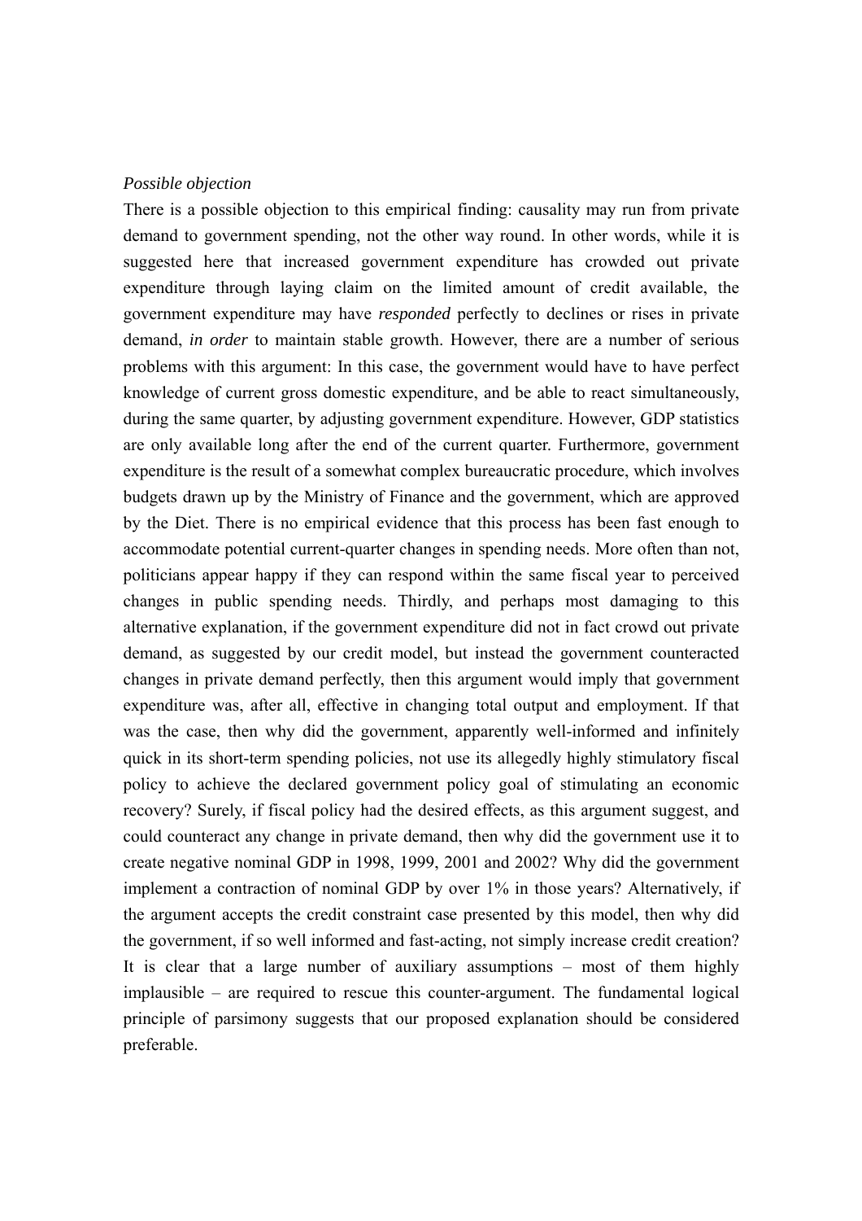*Possible objection*

There is a possible objection to this empirical finding: causality may run from private demand to government spending, not the other way round. In other words, while it is suggested here that increased government expenditure has crowded out private expenditure through laying claim on the limited amount of credit available, the government expenditure may have *responded* perfectly to declines or rises in private demand, *in order* to maintain stable growth. However, there are a number of serious problems with this argument: In this case, the government would have to have perfect knowledge of current gross domestic expenditure, and be able to react simultaneously, during the same quarter, by adjusting government expenditure. However, GDP statistics are only available long after the end of the current quarter. Furthermore, government expenditure is the result of a somewhat complex bureaucratic procedure, which involves budgets drawn up by the Ministry of Finance and the government, which are approved by the Diet. There is no empirical evidence that this process has been fast enough to accommodate potential current-quarter changes in spending needs. More often than not, politicians appear happy if they can respond within the same fiscal year to perceived changes in public spending needs. Thirdly, and perhaps most damaging to this alternative explanation, if the government expenditure did not in fact crowd out private demand, as suggested by our credit model, but instead the government counteracted changes in private demand perfectly, then this argument would imply that government expenditure was, after all, effective in changing total output and employment. If that was the case, then why did the government, apparently well-informed and infinitely quick in its short-term spending policies, not use its allegedly highly stimulatory fiscal policy to achieve the declared government policy goal of stimulating an economic recovery? Surely, if fiscal policy had the desired effects, as this argument suggest, and could counteract any change in private demand, then why did the government use it to create negative nominal GDP in 1998, 1999, 2001 and 2002? Why did the government implement a contraction of nominal GDP by over 1% in those years? Alternatively, if the argument accepts the credit constraint case presented by this model, then why did the government, if so well informed and fast-acting, not simply increase credit creation? It is clear that a large number of auxiliary assumptions – most of them highly implausible – are required to rescue this counter-argument. The fundamental logical principle of parsimony suggests that our proposed explanation should be considered preferable.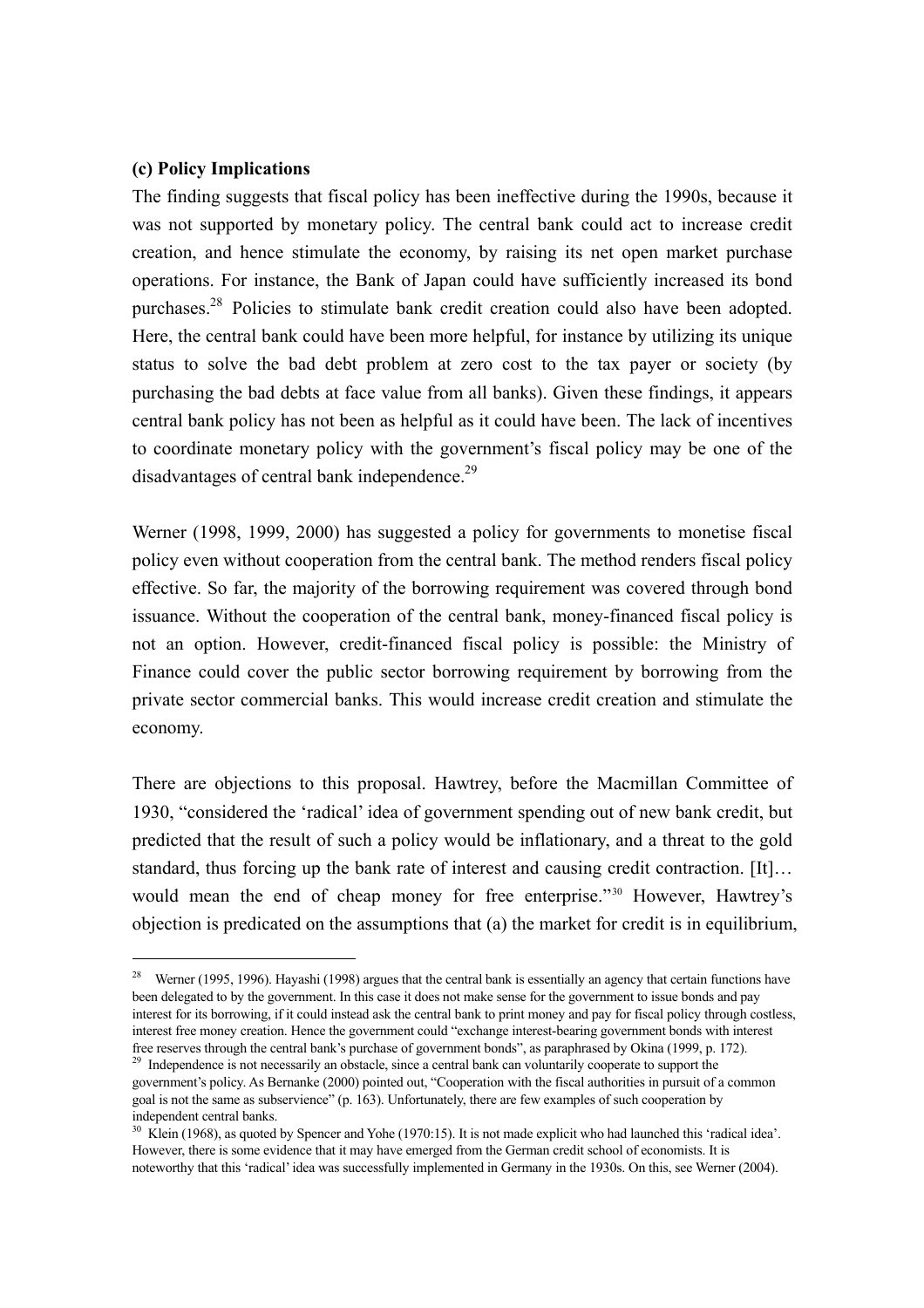**(c) Policy Implications**

The finding suggests that fiscal policy has been ineffective during the 1990s, because it was not supported by monetary policy. The central bank could act to increase credit creation, and hence stimulate the economy, by raising its net open market purchase operations. For instance, the Bank of Japan could have sufficiently increased its bond purchases.[28] Policies to stimulate bank credit creation could also have been adopted. Here, the central bank could have been more helpful, for instance by utilizing its unique status to solve the bad debt problem at zero cost to the tax payer or society (by purchasing the bad debts at face value from all banks). Given these findings, it appears central bank policy has not been as helpful as it could have been. The lack of incentives to coordinate monetary policy with the government's fiscal policy may be one of the disadvantages of central bank independence.[29]

Werner (1998, 1999, 2000) has suggested a policy for governments to monetise fiscal policy even without cooperation from the central bank. The method renders fiscal policy effective. So far, the majority of the borrowing requirement was covered through bond issuance. Without the cooperation of the central bank, money-financed fiscal policy is not an option. However, credit-financed fiscal policy is possible: the Ministry of Finance could cover the public sector borrowing requirement by borrowing from the private sector commercial banks. This would increase credit creation and stimulate the economy.

There are objections to this proposal. Hawtrey, before the Macmillan Committee of 1930, "considered the 'radical' idea of government spending out of new bank credit, but predicted that the result of such a policy would be inflationary, and a threat to the gold standard, thus forcing up the bank rate of interest and causing credit contraction. [It]… would mean the end of cheap money for free enterprise."[30] However, Hawtrey's objection is predicated on the assumptions that (a) the market for credit is in equilibrium,

---

[28] Werner (1995, 1996). Hayashi (1998) argues that the central bank is essentially an agency that certain functions have been delegated to by the government. In this case it does not make sense for the government to issue bonds and pay interest for its borrowing, if it could instead ask the central bank to print money and pay for fiscal policy through costless, interest free money creation. Hence the government could "exchange interest-bearing government bonds with interest free reserves through the central bank's purchase of government bonds", as paraphrased by Okina (1999, p. 172).

[29] Independence is not necessarily an obstacle, since a central bank can voluntarily cooperate to support the government's policy. As Bernanke (2000) pointed out, "Cooperation with the fiscal authorities in pursuit of a common goal is not the same as subservience" (p. 163). Unfortunately, there are few examples of such cooperation by independent central banks.

[30] Klein (1968), as quoted by Spencer and Yohe (1970:15). It is not made explicit who had launched this 'radical idea'. However, there is some evidence that it may have emerged from the German credit school of economists. It is noteworthy that this 'radical' idea was successfully implemented in Germany in the 1930s. On this, see Werner (2004).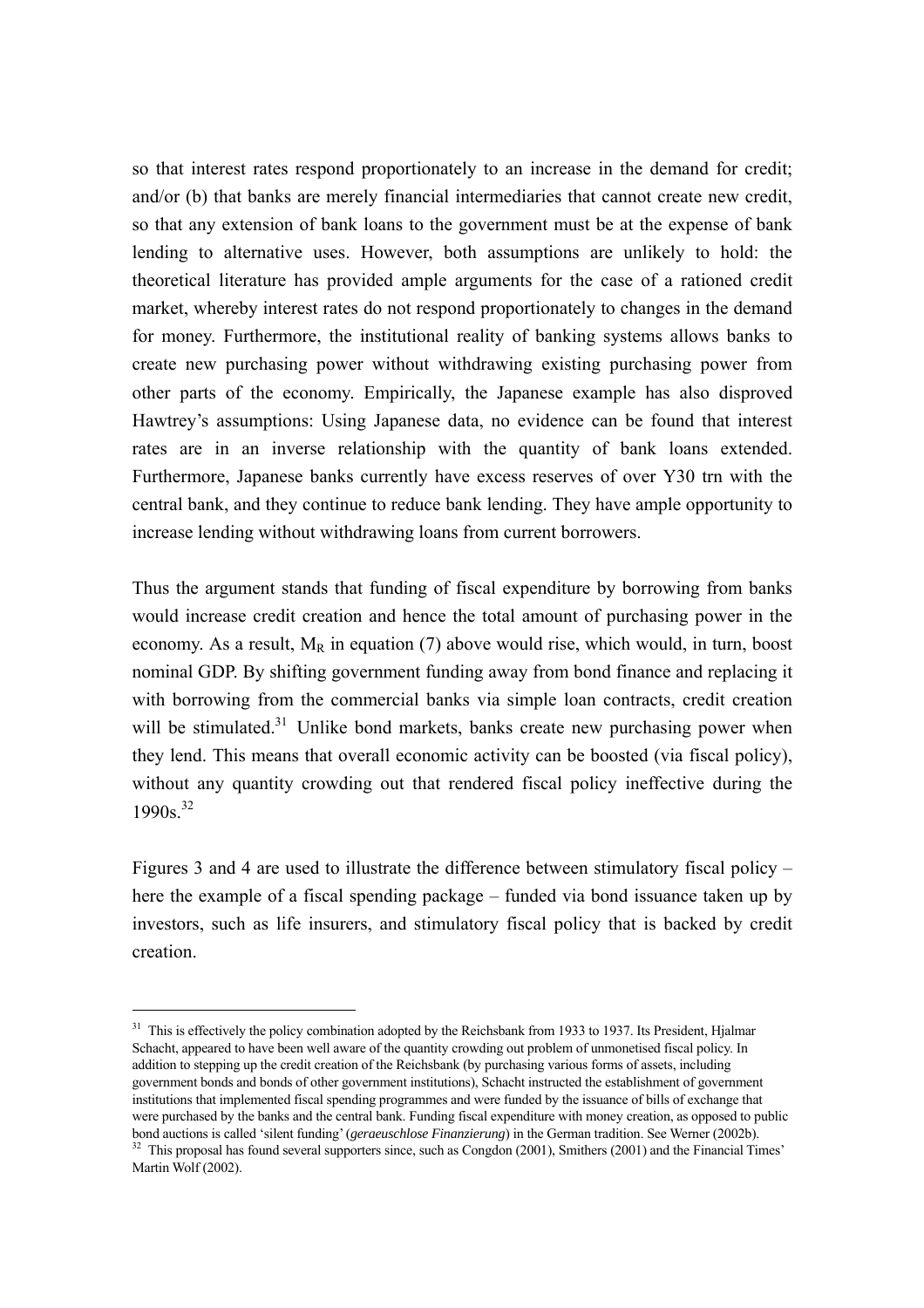so that interest rates respond proportionately to an increase in the demand for credit; and/or (b) that banks are merely financial intermediaries that cannot create new credit, so that any extension of bank loans to the government must be at the expense of bank lending to alternative uses. However, both assumptions are unlikely to hold: the theoretical literature has provided ample arguments for the case of a rationed credit market, whereby interest rates do not respond proportionately to changes in the demand for money. Furthermore, the institutional reality of banking systems allows banks to create new purchasing power without withdrawing existing purchasing power from other parts of the economy. Empirically, the Japanese example has also disproved Hawtrey's assumptions: Using Japanese data, no evidence can be found that interest rates are in an inverse relationship with the quantity of bank loans extended. Furthermore, Japanese banks currently have excess reserves of over Y30 trn with the central bank, and they continue to reduce bank lending. They have ample opportunity to increase lending without withdrawing loans from current borrowers.

Thus the argument stands that funding of fiscal expenditure by borrowing from banks would increase credit creation and hence the total amount of purchasing power in the economy. As a result, $M_R$ in equation (7) above would rise, which would, in turn, boost nominal GDP. By shifting government funding away from bond finance and replacing it with borrowing from the commercial banks via simple loan contracts, credit creation will be stimulated.[31] Unlike bond markets, banks create new purchasing power when they lend. This means that overall economic activity can be boosted (via fiscal policy), without any quantity crowding out that rendered fiscal policy ineffective during the 1990s.[32]

Figures 3 and 4 are used to illustrate the difference between stimulatory fiscal policy – here the example of a fiscal spending package – funded via bond issuance taken up by investors, such as life insurers, and stimulatory fiscal policy that is backed by credit creation.

---

[31] This is effectively the policy combination adopted by the Reichsbank from 1933 to 1937. Its President, Hjalmar Schacht, appeared to have been well aware of the quantity crowding out problem of unmonetised fiscal policy. In addition to stepping up the credit creation of the Reichsbank (by purchasing various forms of assets, including government bonds and bonds of other government institutions), Schacht instructed the establishment of government institutions that implemented fiscal spending programmes and were funded by the issuance of bills of exchange that were purchased by the banks and the central bank. Funding fiscal expenditure with money creation, as opposed to public bond auctions is called 'silent funding' (*geraeuschlose Finanzierung*) in the German tradition. See Werner (2002b).

[32] This proposal has found several supporters since, such as Congdon (2001), Smithers (2001) and the Financial Times' Martin Wolf (2002).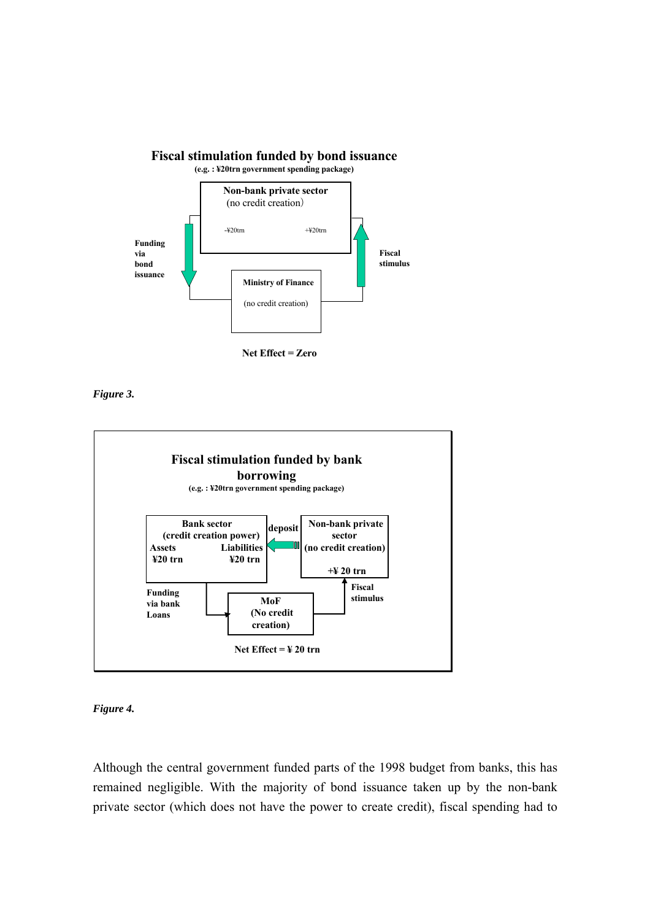**Fiscal stimulation funded by bond issuance**

**(e.g. : ¥20trn government spending package)**

**Non-bank private sector**
(no credit creation)

-¥20trn    +¥20trn

**Funding via bond issuance**

**Fiscal stimulus**

**Ministry of Finance**
(no credit creation)

**Net Effect = Zero**

***Figure 3.***

**Fiscal stimulation funded by bank borrowing**

**(e.g. : ¥20trn government spending package)**

**Bank sector (credit creation power)**
**Assets ¥20 trn**    **Liabilities ¥20 trn**

**deposit**

**Non-bank private sector (no credit creation)**
**+¥ 20 trn**

**Funding via bank Loans**

**MoF (No credit creation)**

**Fiscal stimulus**

**Net Effect = ¥ 20 trn**

***Figure 4.***

Although the central government funded parts of the 1998 budget from banks, this has remained negligible. With the majority of bond issuance taken up by the non-bank private sector (which does not have the power to create credit), fiscal spending had to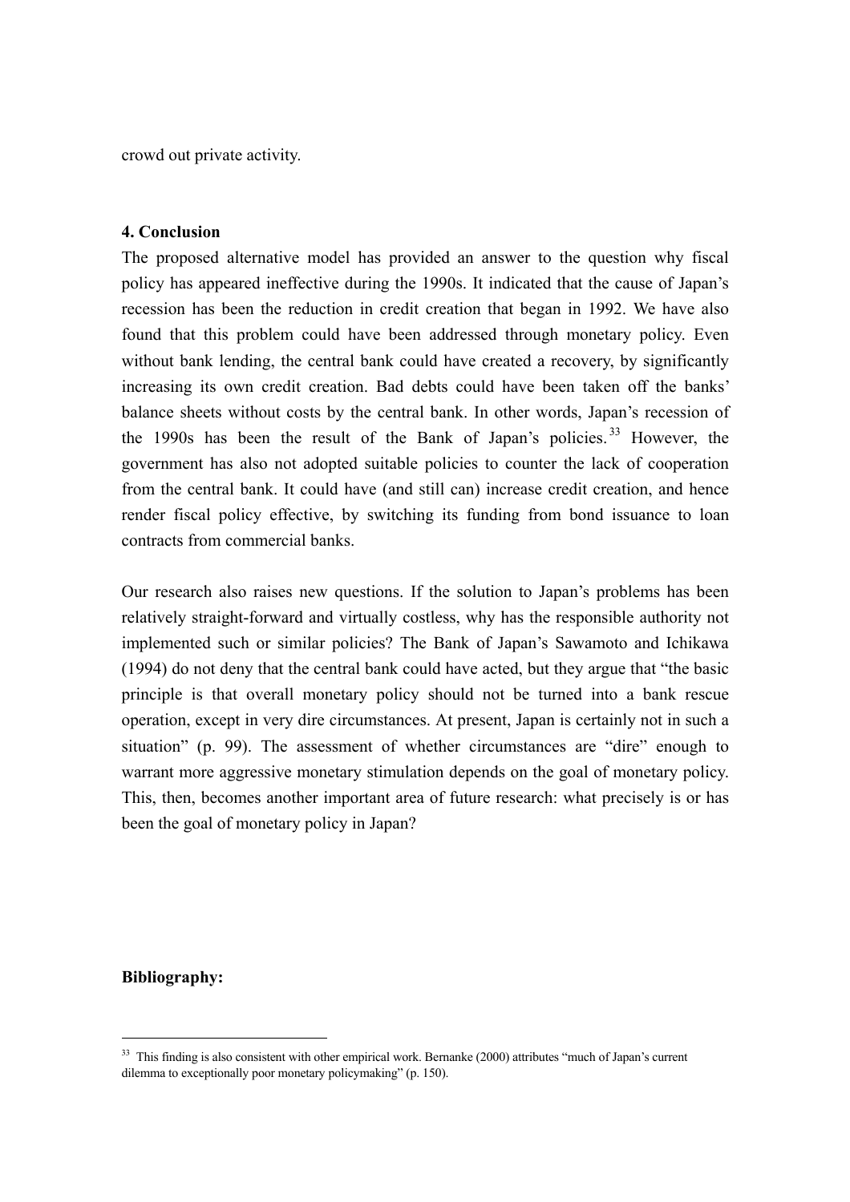crowd out private activity.

## 4. Conclusion

The proposed alternative model has provided an answer to the question why fiscal policy has appeared ineffective during the 1990s. It indicated that the cause of Japan's recession has been the reduction in credit creation that began in 1992. We have also found that this problem could have been addressed through monetary policy. Even without bank lending, the central bank could have created a recovery, by significantly increasing its own credit creation. Bad debts could have been taken off the banks' balance sheets without costs by the central bank. In other words, Japan's recession of the 1990s has been the result of the Bank of Japan's policies.[33] However, the government has also not adopted suitable policies to counter the lack of cooperation from the central bank. It could have (and still can) increase credit creation, and hence render fiscal policy effective, by switching its funding from bond issuance to loan contracts from commercial banks.

Our research also raises new questions. If the solution to Japan's problems has been relatively straight-forward and virtually costless, why has the responsible authority not implemented such or similar policies? The Bank of Japan's Sawamoto and Ichikawa (1994) do not deny that the central bank could have acted, but they argue that "the basic principle is that overall monetary policy should not be turned into a bank rescue operation, except in very dire circumstances. At present, Japan is certainly not in such a situation" (p. 99). The assessment of whether circumstances are "dire" enough to warrant more aggressive monetary stimulation depends on the goal of monetary policy. This, then, becomes another important area of future research: what precisely is or has been the goal of monetary policy in Japan?

**Bibliography:**

---

[33] This finding is also consistent with other empirical work. Bernanke (2000) attributes "much of Japan's current dilemma to exceptionally poor monetary policymaking" (p. 150).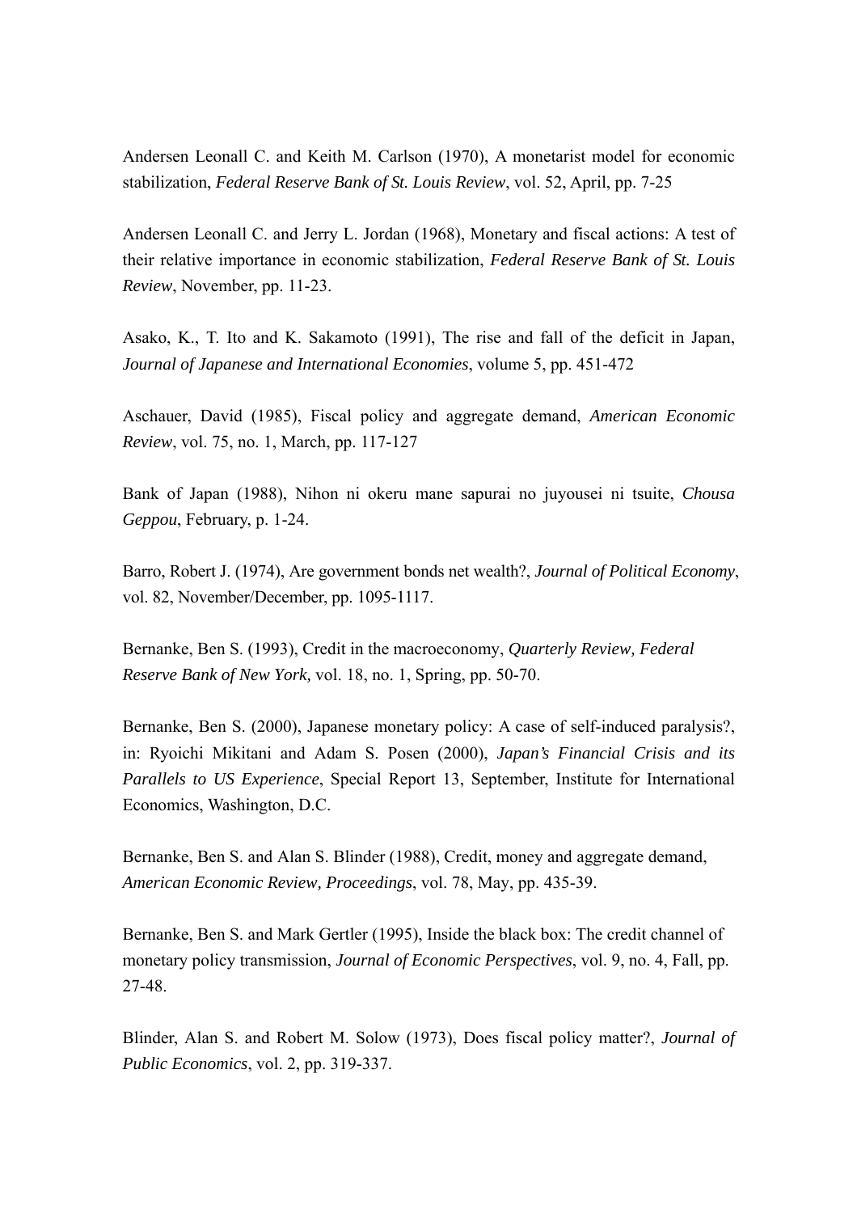Andersen Leonall C. and Keith M. Carlson (1970), A monetarist model for economic stabilization, *Federal Reserve Bank of St. Louis Review*, vol. 52, April, pp. 7-25

Andersen Leonall C. and Jerry L. Jordan (1968), Monetary and fiscal actions: A test of their relative importance in economic stabilization, *Federal Reserve Bank of St. Louis Review*, November, pp. 11-23.

Asako, K., T. Ito and K. Sakamoto (1991), The rise and fall of the deficit in Japan, *Journal of Japanese and International Economies*, volume 5, pp. 451-472

Aschauer, David (1985), Fiscal policy and aggregate demand, *American Economic Review*, vol. 75, no. 1, March, pp. 117-127

Bank of Japan (1988), Nihon ni okeru mane sapurai no juyousei ni tsuite, *Chousa Geppou*, February, p. 1-24.

Barro, Robert J. (1974), Are government bonds net wealth?, *Journal of Political Economy*, vol. 82, November/December, pp. 1095-1117.

Bernanke, Ben S. (1993), Credit in the macroeconomy, *Quarterly Review, Federal Reserve Bank of New York,* vol. 18, no. 1, Spring, pp. 50-70.

Bernanke, Ben S. (2000), Japanese monetary policy: A case of self-induced paralysis?, in: Ryoichi Mikitani and Adam S. Posen (2000), *Japan's Financial Crisis and its Parallels to US Experience*, Special Report 13, September, Institute for International Economics, Washington, D.C.

Bernanke, Ben S. and Alan S. Blinder (1988), Credit, money and aggregate demand, *American Economic Review, Proceedings*, vol. 78, May, pp. 435-39.

Bernanke, Ben S. and Mark Gertler (1995), Inside the black box: The credit channel of monetary policy transmission, *Journal of Economic Perspectives*, vol. 9, no. 4, Fall, pp. 27-48.

Blinder, Alan S. and Robert M. Solow (1973), Does fiscal policy matter?, *Journal of Public Economics*, vol. 2, pp. 319-337.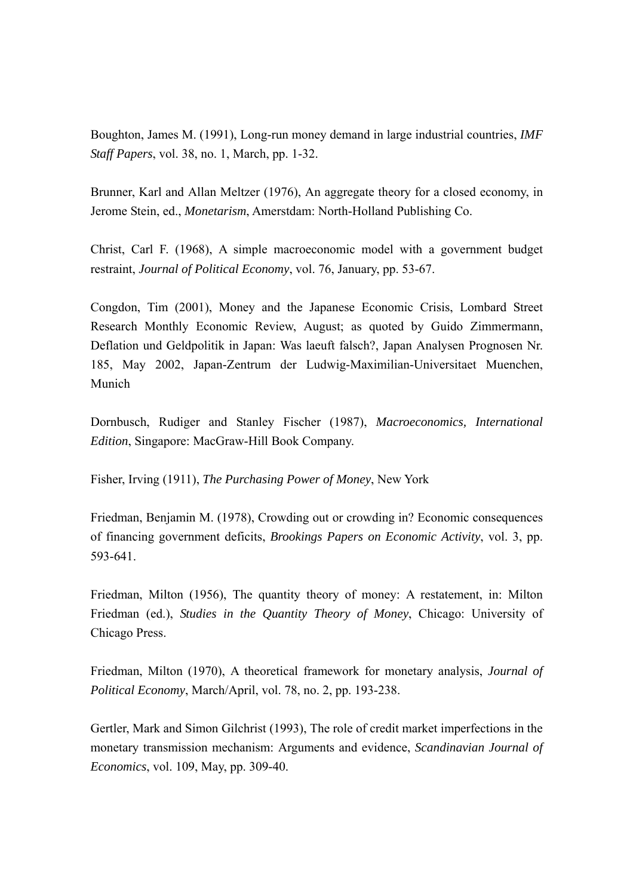Boughton, James M. (1991), Long-run money demand in large industrial countries, *IMF Staff Papers*, vol. 38, no. 1, March, pp. 1-32.

Brunner, Karl and Allan Meltzer (1976), An aggregate theory for a closed economy, in Jerome Stein, ed., *Monetarism*, Amerstdam: North-Holland Publishing Co.

Christ, Carl F. (1968), A simple macroeconomic model with a government budget restraint, *Journal of Political Economy*, vol. 76, January, pp. 53-67.

Congdon, Tim (2001), Money and the Japanese Economic Crisis, Lombard Street Research Monthly Economic Review, August; as quoted by Guido Zimmermann, Deflation und Geldpolitik in Japan: Was laeuft falsch?, Japan Analysen Prognosen Nr. 185, May 2002, Japan-Zentrum der Ludwig-Maximilian-Universitaet Muenchen, Munich

Dornbusch, Rudiger and Stanley Fischer (1987), *Macroeconomics, International Edition*, Singapore: MacGraw-Hill Book Company.

Fisher, Irving (1911), *The Purchasing Power of Money*, New York

Friedman, Benjamin M. (1978), Crowding out or crowding in? Economic consequences of financing government deficits, *Brookings Papers on Economic Activity*, vol. 3, pp. 593-641.

Friedman, Milton (1956), The quantity theory of money: A restatement, in: Milton Friedman (ed.), *Studies in the Quantity Theory of Money*, Chicago: University of Chicago Press.

Friedman, Milton (1970), A theoretical framework for monetary analysis, *Journal of Political Economy*, March/April, vol. 78, no. 2, pp. 193-238.

Gertler, Mark and Simon Gilchrist (1993), The role of credit market imperfections in the monetary transmission mechanism: Arguments and evidence, *Scandinavian Journal of Economics*, vol. 109, May, pp. 309-40.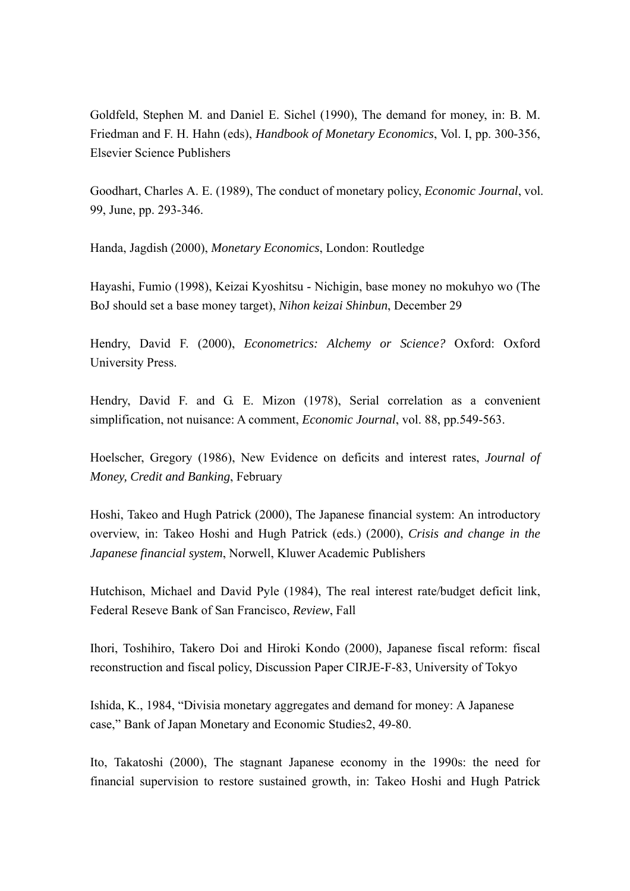Goldfeld, Stephen M. and Daniel E. Sichel (1990), The demand for money, in: B. M. Friedman and F. H. Hahn (eds), *Handbook of Monetary Economics*, Vol. I, pp. 300-356, Elsevier Science Publishers

Goodhart, Charles A. E. (1989), The conduct of monetary policy, *Economic Journal*, vol. 99, June, pp. 293-346.

Handa, Jagdish (2000), *Monetary Economics*, London: Routledge

Hayashi, Fumio (1998), Keizai Kyoshitsu - Nichigin, base money no mokuhyo wo (The BoJ should set a base money target), *Nihon keizai Shinbun*, December 29

Hendry, David F. (2000), *Econometrics: Alchemy or Science?* Oxford: Oxford University Press.

Hendry, David F. and G. E. Mizon (1978), Serial correlation as a convenient simplification, not nuisance: A comment, *Economic Journal*, vol. 88, pp.549-563.

Hoelscher, Gregory (1986), New Evidence on deficits and interest rates, *Journal of Money, Credit and Banking*, February

Hoshi, Takeo and Hugh Patrick (2000), The Japanese financial system: An introductory overview, in: Takeo Hoshi and Hugh Patrick (eds.) (2000), *Crisis and change in the Japanese financial system*, Norwell, Kluwer Academic Publishers

Hutchison, Michael and David Pyle (1984), The real interest rate/budget deficit link, Federal Reseve Bank of San Francisco, *Review*, Fall

Ihori, Toshihiro, Takero Doi and Hiroki Kondo (2000), Japanese fiscal reform: fiscal reconstruction and fiscal policy, Discussion Paper CIRJE-F-83, University of Tokyo

Ishida, K., 1984, "Divisia monetary aggregates and demand for money: A Japanese case," Bank of Japan Monetary and Economic Studies2, 49-80.

Ito, Takatoshi (2000), The stagnant Japanese economy in the 1990s: the need for financial supervision to restore sustained growth, in: Takeo Hoshi and Hugh Patrick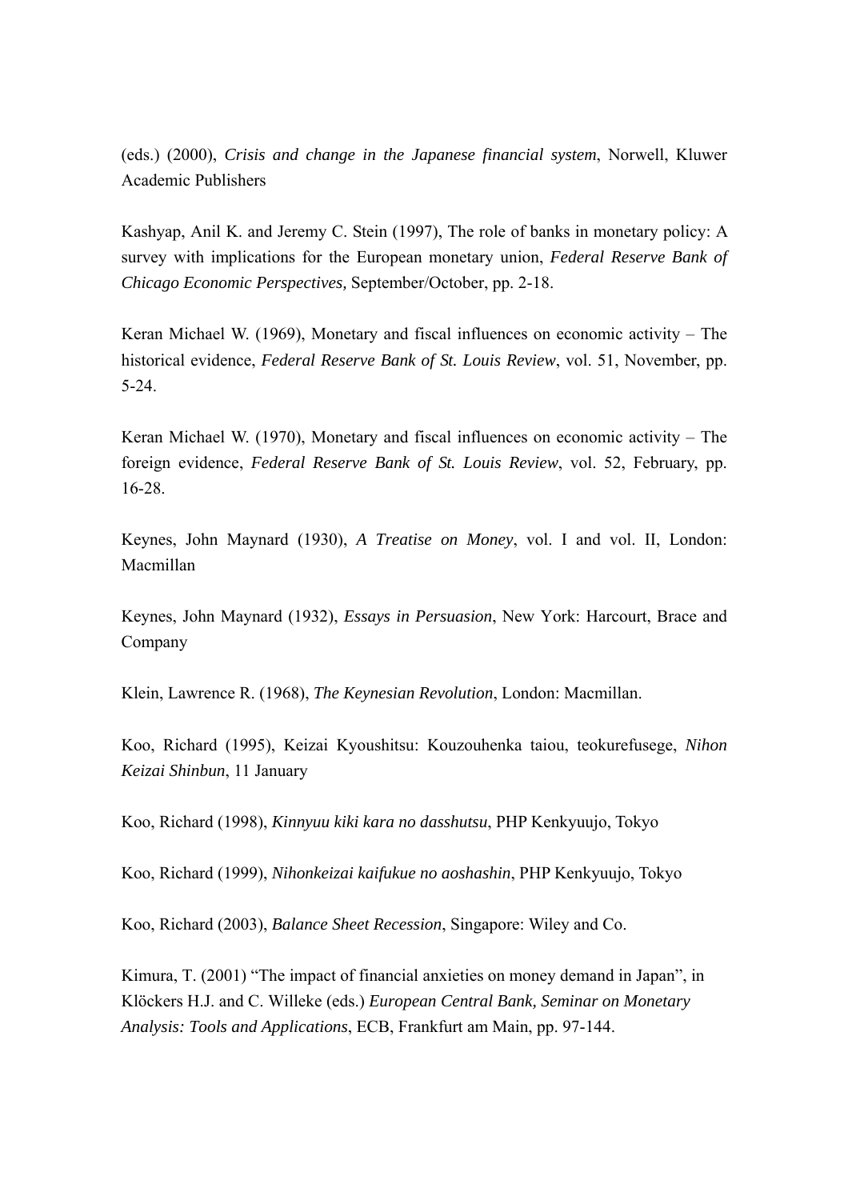(eds.) (2000), *Crisis and change in the Japanese financial system*, Norwell, Kluwer Academic Publishers

Kashyap, Anil K. and Jeremy C. Stein (1997), The role of banks in monetary policy: A survey with implications for the European monetary union, *Federal Reserve Bank of Chicago Economic Perspectives,* September/October, pp. 2-18.

Keran Michael W. (1969), Monetary and fiscal influences on economic activity – The historical evidence, *Federal Reserve Bank of St. Louis Review*, vol. 51, November, pp. 5-24.

Keran Michael W. (1970), Monetary and fiscal influences on economic activity – The foreign evidence, *Federal Reserve Bank of St. Louis Review*, vol. 52, February, pp. 16-28.

Keynes, John Maynard (1930), *A Treatise on Money*, vol. I and vol. II, London: Macmillan

Keynes, John Maynard (1932), *Essays in Persuasion*, New York: Harcourt, Brace and Company

Klein, Lawrence R. (1968), *The Keynesian Revolution*, London: Macmillan.

Koo, Richard (1995), Keizai Kyoushitsu: Kouzouhenka taiou, teokurefusege, *Nihon Keizai Shinbun*, 11 January

Koo, Richard (1998), *Kinnyuu kiki kara no dasshutsu*, PHP Kenkyuujo, Tokyo

Koo, Richard (1999), *Nihonkeizai kaifukue no aoshashin*, PHP Kenkyuujo, Tokyo

Koo, Richard (2003), *Balance Sheet Recession*, Singapore: Wiley and Co.

Kimura, T. (2001) "The impact of financial anxieties on money demand in Japan", in Klöckers H.J. and C. Willeke (eds.) *European Central Bank, Seminar on Monetary Analysis: Tools and Applications*, ECB, Frankfurt am Main, pp. 97-144.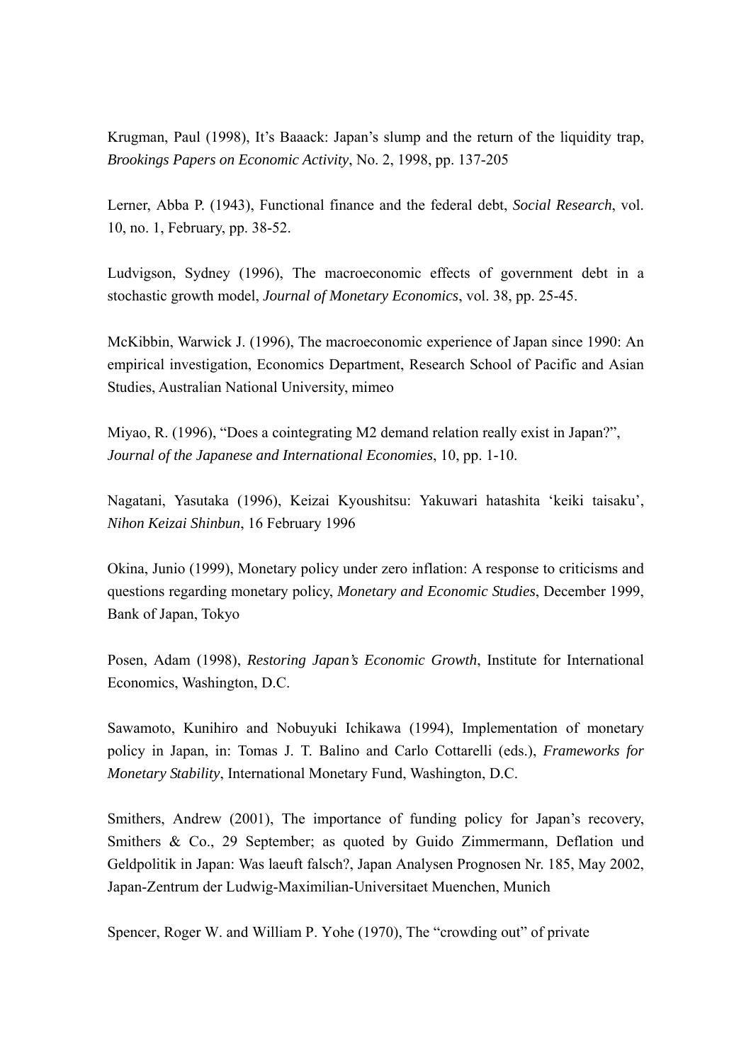Krugman, Paul (1998), It's Baaack: Japan's slump and the return of the liquidity trap, *Brookings Papers on Economic Activity*, No. 2, 1998, pp. 137-205

Lerner, Abba P. (1943), Functional finance and the federal debt, *Social Research*, vol. 10, no. 1, February, pp. 38-52.

Ludvigson, Sydney (1996), The macroeconomic effects of government debt in a stochastic growth model, *Journal of Monetary Economics*, vol. 38, pp. 25-45.

McKibbin, Warwick J. (1996), The macroeconomic experience of Japan since 1990: An empirical investigation, Economics Department, Research School of Pacific and Asian Studies, Australian National University, mimeo

Miyao, R. (1996), "Does a cointegrating M2 demand relation really exist in Japan?", *Journal of the Japanese and International Economies*, 10, pp. 1-10.

Nagatani, Yasutaka (1996), Keizai Kyoushitsu: Yakuwari hatashita 'keiki taisaku', *Nihon Keizai Shinbun*, 16 February 1996

Okina, Junio (1999), Monetary policy under zero inflation: A response to criticisms and questions regarding monetary policy, *Monetary and Economic Studies*, December 1999, Bank of Japan, Tokyo

Posen, Adam (1998), *Restoring Japan's Economic Growth*, Institute for International Economics, Washington, D.C.

Sawamoto, Kunihiro and Nobuyuki Ichikawa (1994), Implementation of monetary policy in Japan, in: Tomas J. T. Balino and Carlo Cottarelli (eds.), *Frameworks for Monetary Stability*, International Monetary Fund, Washington, D.C.

Smithers, Andrew (2001), The importance of funding policy for Japan's recovery, Smithers & Co., 29 September; as quoted by Guido Zimmermann, Deflation und Geldpolitik in Japan: Was laeuft falsch?, Japan Analysen Prognosen Nr. 185, May 2002, Japan-Zentrum der Ludwig-Maximilian-Universitaet Muenchen, Munich

Spencer, Roger W. and William P. Yohe (1970), The "crowding out" of private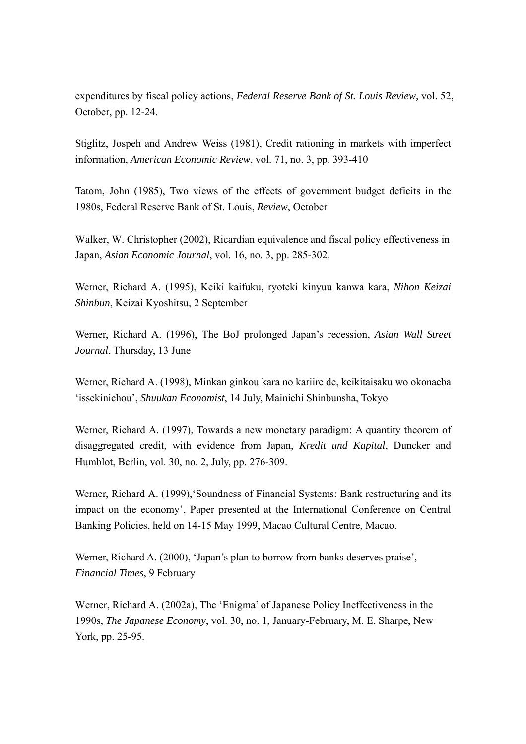expenditures by fiscal policy actions, *Federal Reserve Bank of St. Louis Review,* vol. 52, October, pp. 12-24.

Stiglitz, Jospeh and Andrew Weiss (1981), Credit rationing in markets with imperfect information, *American Economic Review*, vol. 71, no. 3, pp. 393-410

Tatom, John (1985), Two views of the effects of government budget deficits in the 1980s, Federal Reserve Bank of St. Louis, *Review*, October

Walker, W. Christopher (2002), Ricardian equivalence and fiscal policy effectiveness in Japan, *Asian Economic Journal*, vol. 16, no. 3, pp. 285-302.

Werner, Richard A. (1995), Keiki kaifuku, ryoteki kinyuu kanwa kara, *Nihon Keizai Shinbun*, Keizai Kyoshitsu, 2 September

Werner, Richard A. (1996), The BoJ prolonged Japan's recession, *Asian Wall Street Journal*, Thursday, 13 June

Werner, Richard A. (1998), Minkan ginkou kara no kariire de, keikitaisaku wo okonaeba 'issekinichou', *Shuukan Economist*, 14 July, Mainichi Shinbunsha, Tokyo

Werner, Richard A. (1997), Towards a new monetary paradigm: A quantity theorem of disaggregated credit, with evidence from Japan, *Kredit und Kapital*, Duncker and Humblot, Berlin, vol. 30, no. 2, July, pp. 276-309.

Werner, Richard A. (1999),'Soundness of Financial Systems: Bank restructuring and its impact on the economy', Paper presented at the International Conference on Central Banking Policies, held on 14-15 May 1999, Macao Cultural Centre, Macao.

Werner, Richard A. (2000), 'Japan's plan to borrow from banks deserves praise', *Financial Times*, 9 February

Werner, Richard A. (2002a), The 'Enigma' of Japanese Policy Ineffectiveness in the 1990s, *The Japanese Economy*, vol. 30, no. 1, January-February, M. E. Sharpe, New York, pp. 25-95.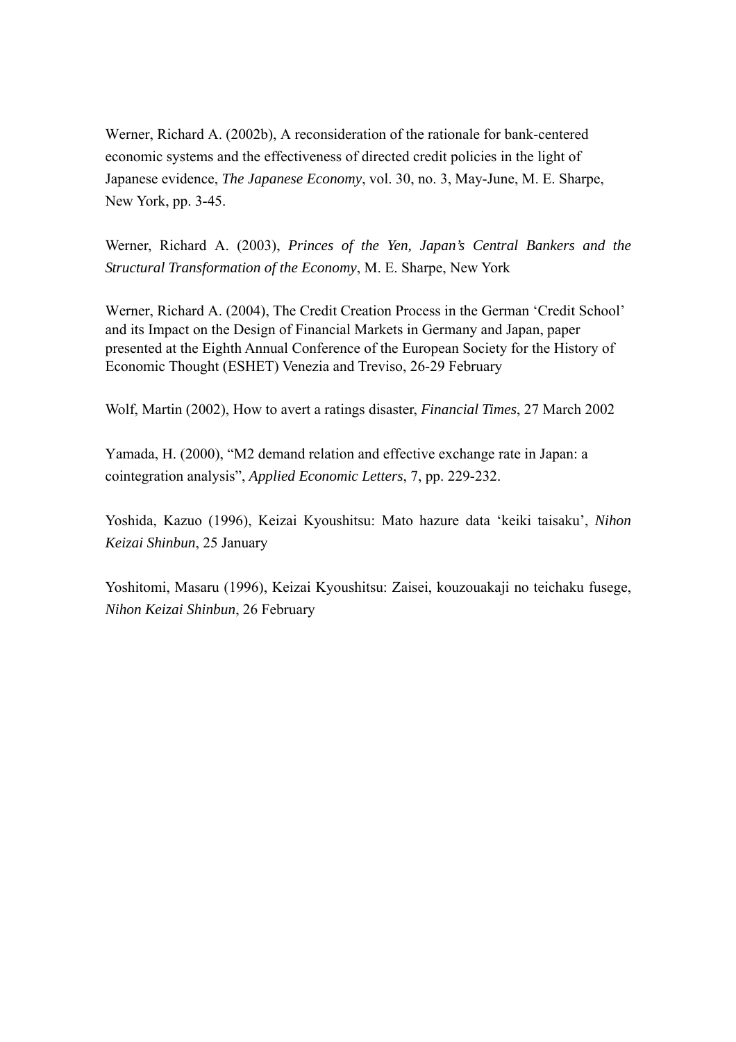Werner, Richard A. (2002b), A reconsideration of the rationale for bank-centered economic systems and the effectiveness of directed credit policies in the light of Japanese evidence, *The Japanese Economy*, vol. 30, no. 3, May-June, M. E. Sharpe, New York, pp. 3-45.

Werner, Richard A. (2003), *Princes of the Yen, Japan's Central Bankers and the Structural Transformation of the Economy*, M. E. Sharpe, New York

Werner, Richard A. (2004), The Credit Creation Process in the German 'Credit School' and its Impact on the Design of Financial Markets in Germany and Japan, paper presented at the Eighth Annual Conference of the European Society for the History of Economic Thought (ESHET) Venezia and Treviso, 26-29 February

Wolf, Martin (2002), How to avert a ratings disaster, *Financial Times*, 27 March 2002

Yamada, H. (2000), "M2 demand relation and effective exchange rate in Japan: a cointegration analysis", *Applied Economic Letters*, 7, pp. 229-232.

Yoshida, Kazuo (1996), Keizai Kyoushitsu: Mato hazure data 'keiki taisaku', *Nihon Keizai Shinbun*, 25 January

Yoshitomi, Masaru (1996), Keizai Kyoushitsu: Zaisei, kouzouakaji no teichaku fusege, *Nihon Keizai Shinbun*, 26 February